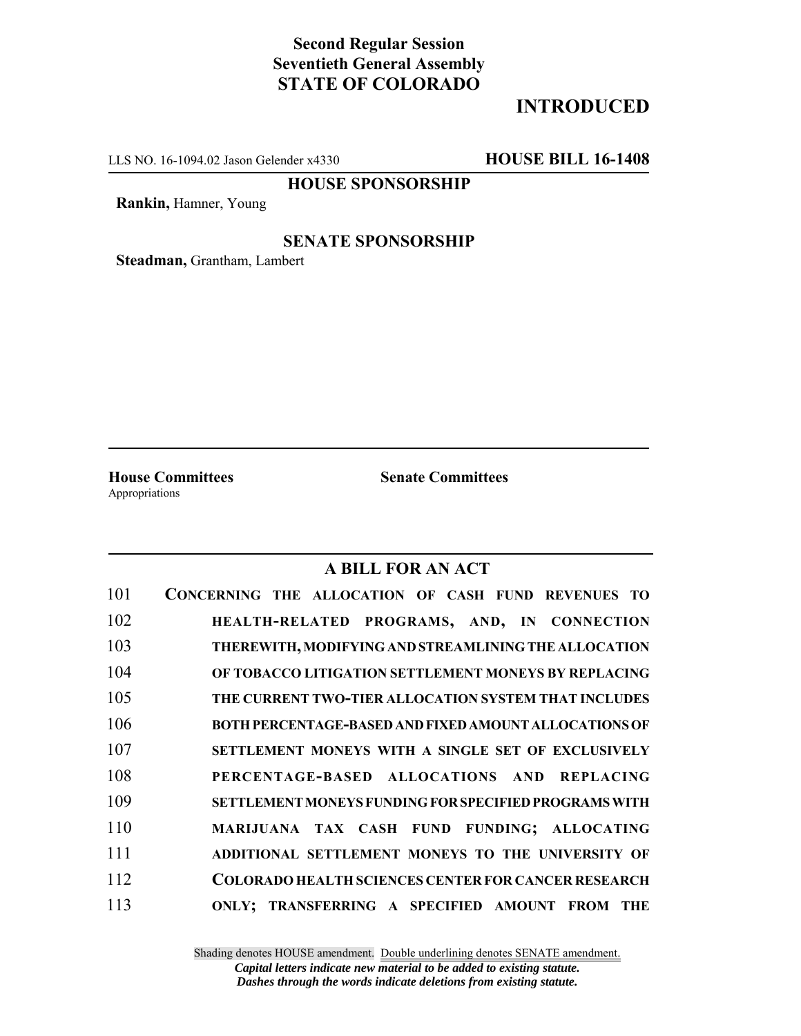**Second Regular Session**
**Seventieth General Assembly**
**STATE OF COLORADO**

# INTRODUCED

LLS NO. 16-1094.02 Jason Gelender x4330 **HOUSE BILL 16-1408**

**HOUSE SPONSORSHIP**

**Rankin,** Hamner, Young

**SENATE SPONSORSHIP**

**Steadman,** Grantham, Lambert

**House Committees**
Appropriations

**Senate Committees**

## A BILL FOR AN ACT

101 **CONCERNING THE ALLOCATION OF CASH FUND REVENUES TO**
102 **HEALTH-RELATED PROGRAMS, AND, IN CONNECTION**
103 **THEREWITH, MODIFYING AND STREAMLINING THE ALLOCATION**
104 **OF TOBACCO LITIGATION SETTLEMENT MONEYS BY REPLACING**
105 **THE CURRENT TWO-TIER ALLOCATION SYSTEM THAT INCLUDES**
106 **BOTH PERCENTAGE-BASED AND FIXED AMOUNT ALLOCATIONS OF**
107 **SETTLEMENT MONEYS WITH A SINGLE SET OF EXCLUSIVELY**
108 **PERCENTAGE-BASED ALLOCATIONS AND REPLACING**
109 **SETTLEMENT MONEYS FUNDING FOR SPECIFIED PROGRAMS WITH**
110 **MARIJUANA TAX CASH FUND FUNDING; ALLOCATING**
111 **ADDITIONAL SETTLEMENT MONEYS TO THE UNIVERSITY OF**
112 **COLORADO HEALTH SCIENCES CENTER FOR CANCER RESEARCH**
113 **ONLY; TRANSFERRING A SPECIFIED AMOUNT FROM THE**

Shading denotes HOUSE amendment. Double underlining denotes SENATE amendment.
*Capital letters indicate new material to be added to existing statute.*
*Dashes through the words indicate deletions from existing statute.*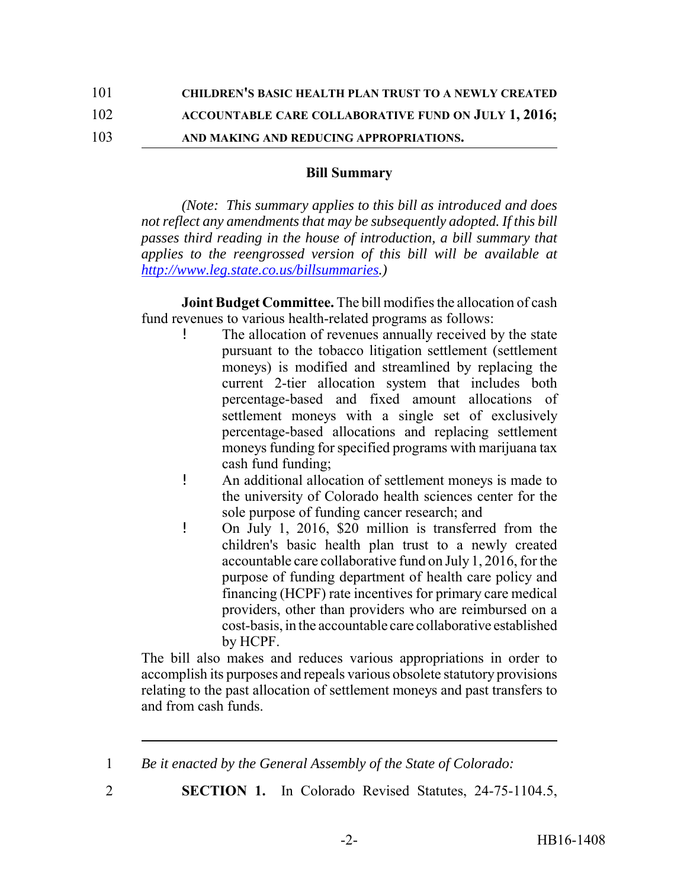101 CHILDREN'S BASIC HEALTH PLAN TRUST TO A NEWLY CREATED
102 ACCOUNTABLE CARE COLLABORATIVE FUND ON JULY 1, 2016;
103 AND MAKING AND REDUCING APPROPRIATIONS.

## Bill Summary

*(Note: This summary applies to this bill as introduced and does not reflect any amendments that may be subsequently adopted. If this bill passes third reading in the house of introduction, a bill summary that applies to the reengrossed version of this bill will be available at http://www.leg.state.co.us/billsummaries.)*

**Joint Budget Committee.** The bill modifies the allocation of cash fund revenues to various health-related programs as follows:

- The allocation of revenues annually received by the state pursuant to the tobacco litigation settlement (settlement moneys) is modified and streamlined by replacing the current 2-tier allocation system that includes both percentage-based and fixed amount allocations of settlement moneys with a single set of exclusively percentage-based allocations and replacing settlement moneys funding for specified programs with marijuana tax cash fund funding;
- An additional allocation of settlement moneys is made to the university of Colorado health sciences center for the sole purpose of funding cancer research; and
- On July 1, 2016, $20 million is transferred from the children's basic health plan trust to a newly created accountable care collaborative fund on July 1, 2016, for the purpose of funding department of health care policy and financing (HCPF) rate incentives for primary care medical providers, other than providers who are reimbursed on a cost-basis, in the accountable care collaborative established by HCPF.

The bill also makes and reduces various appropriations in order to accomplish its purposes and repeals various obsolete statutory provisions relating to the past allocation of settlement moneys and past transfers to and from cash funds.

1 *Be it enacted by the General Assembly of the State of Colorado:*

2 **SECTION 1.** In Colorado Revised Statutes, 24-75-1104.5,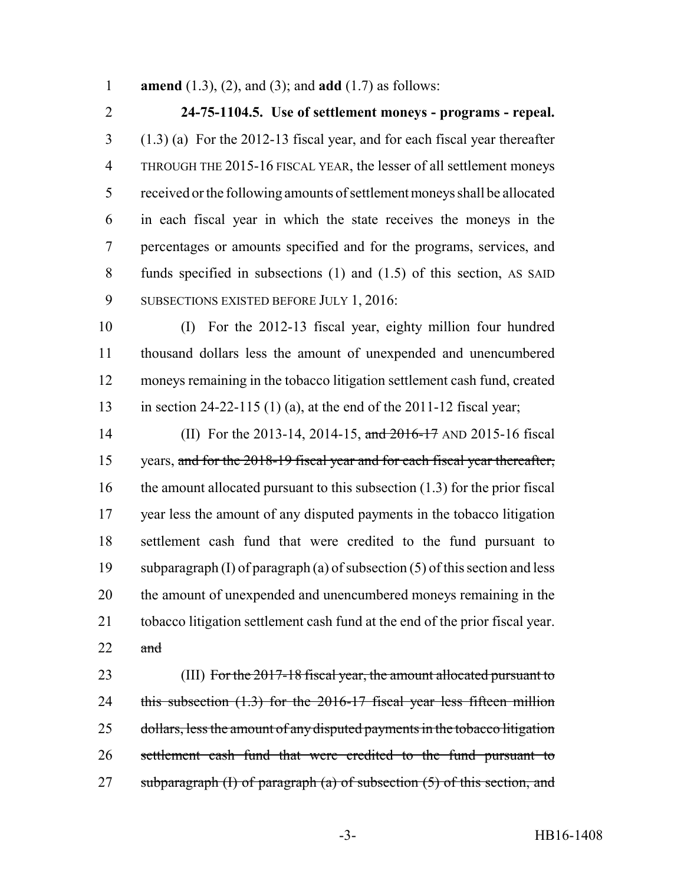**amend** (1.3), (2), and (3); and **add** (1.7) as follows:

**24-75-1104.5. Use of settlement moneys - programs - repeal.** (1.3) (a) For the 2012-13 fiscal year, and for each fiscal year thereafter THROUGH THE 2015-16 FISCAL YEAR, the lesser of all settlement moneys received or the following amounts of settlement moneys shall be allocated in each fiscal year in which the state receives the moneys in the percentages or amounts specified and for the programs, services, and funds specified in subsections (1) and (1.5) of this section, AS SAID SUBSECTIONS EXISTED BEFORE JULY 1, 2016:

(I) For the 2012-13 fiscal year, eighty million four hundred thousand dollars less the amount of unexpended and unencumbered moneys remaining in the tobacco litigation settlement cash fund, created in section 24-22-115 (1) (a), at the end of the 2011-12 fiscal year;

(II) For the 2013-14, 2014-15, ~~and 2016-17~~ AND 2015-16 fiscal years, ~~and for the 2018-19 fiscal year and for each fiscal year thereafter,~~ the amount allocated pursuant to this subsection (1.3) for the prior fiscal year less the amount of any disputed payments in the tobacco litigation settlement cash fund that were credited to the fund pursuant to subparagraph (I) of paragraph (a) of subsection (5) of this section and less the amount of unexpended and unencumbered moneys remaining in the tobacco litigation settlement cash fund at the end of the prior fiscal year. ~~and~~

(III) ~~For the 2017-18 fiscal year, the amount allocated pursuant to this subsection (1.3) for the 2016-17 fiscal year less fifteen million dollars, less the amount of any disputed payments in the tobacco litigation settlement cash fund that were credited to the fund pursuant to subparagraph (I) of paragraph (a) of subsection (5) of this section, and~~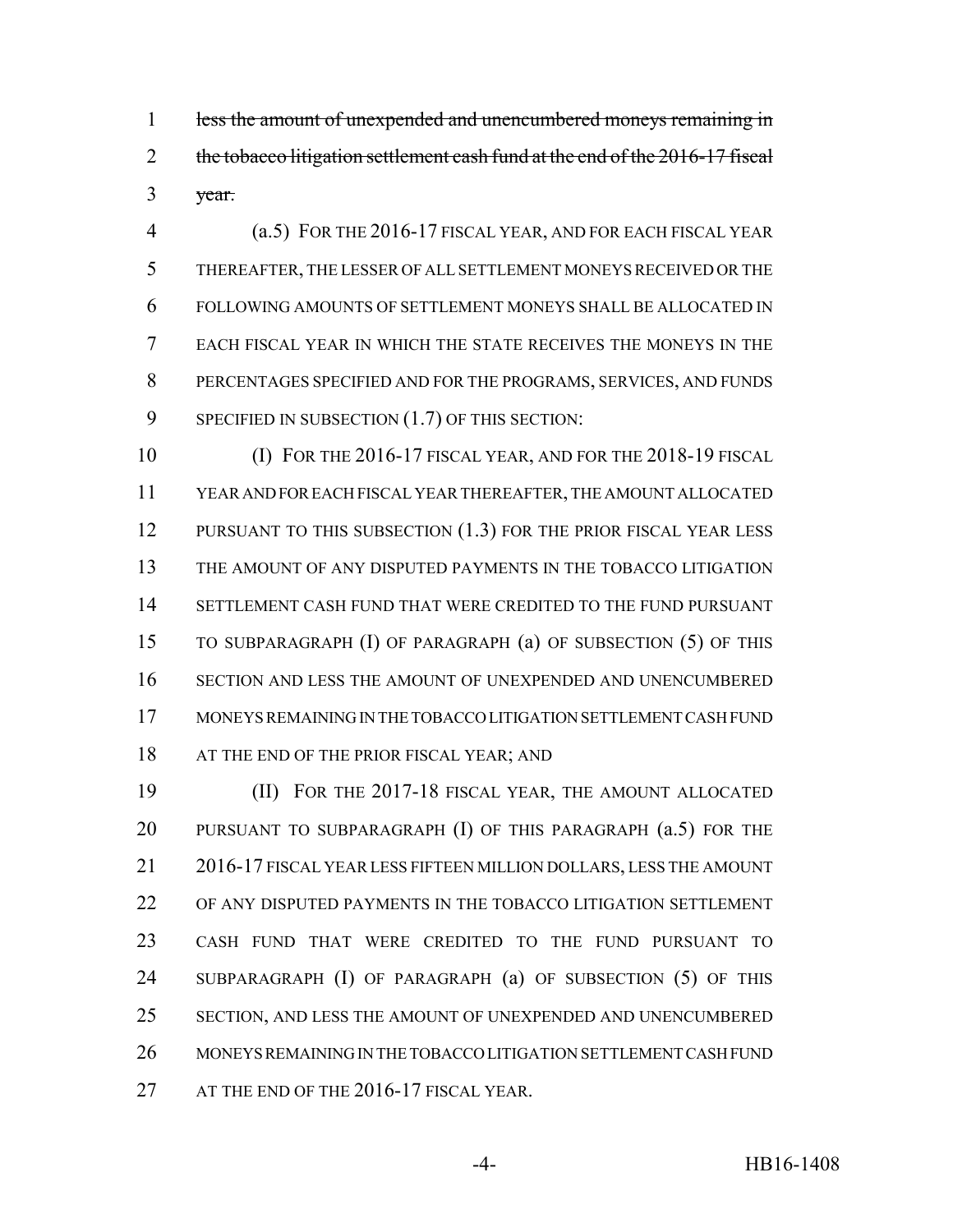~~less the amount of unexpended and unencumbered moneys remaining in the tobacco litigation settlement cash fund at the end of the 2016-17 fiscal year.~~

(a.5) FOR THE 2016-17 FISCAL YEAR, AND FOR EACH FISCAL YEAR THEREAFTER, THE LESSER OF ALL SETTLEMENT MONEYS RECEIVED OR THE FOLLOWING AMOUNTS OF SETTLEMENT MONEYS SHALL BE ALLOCATED IN EACH FISCAL YEAR IN WHICH THE STATE RECEIVES THE MONEYS IN THE PERCENTAGES SPECIFIED AND FOR THE PROGRAMS, SERVICES, AND FUNDS SPECIFIED IN SUBSECTION (1.7) OF THIS SECTION:

(I) FOR THE 2016-17 FISCAL YEAR, AND FOR THE 2018-19 FISCAL YEAR AND FOR EACH FISCAL YEAR THEREAFTER, THE AMOUNT ALLOCATED PURSUANT TO THIS SUBSECTION (1.3) FOR THE PRIOR FISCAL YEAR LESS THE AMOUNT OF ANY DISPUTED PAYMENTS IN THE TOBACCO LITIGATION SETTLEMENT CASH FUND THAT WERE CREDITED TO THE FUND PURSUANT TO SUBPARAGRAPH (I) OF PARAGRAPH (a) OF SUBSECTION (5) OF THIS SECTION AND LESS THE AMOUNT OF UNEXPENDED AND UNENCUMBERED MONEYS REMAINING IN THE TOBACCO LITIGATION SETTLEMENT CASH FUND AT THE END OF THE PRIOR FISCAL YEAR; AND

(II) FOR THE 2017-18 FISCAL YEAR, THE AMOUNT ALLOCATED PURSUANT TO SUBPARAGRAPH (I) OF THIS PARAGRAPH (a.5) FOR THE 2016-17 FISCAL YEAR LESS FIFTEEN MILLION DOLLARS, LESS THE AMOUNT OF ANY DISPUTED PAYMENTS IN THE TOBACCO LITIGATION SETTLEMENT CASH FUND THAT WERE CREDITED TO THE FUND PURSUANT TO SUBPARAGRAPH (I) OF PARAGRAPH (a) OF SUBSECTION (5) OF THIS SECTION, AND LESS THE AMOUNT OF UNEXPENDED AND UNENCUMBERED MONEYS REMAINING IN THE TOBACCO LITIGATION SETTLEMENT CASH FUND AT THE END OF THE 2016-17 FISCAL YEAR.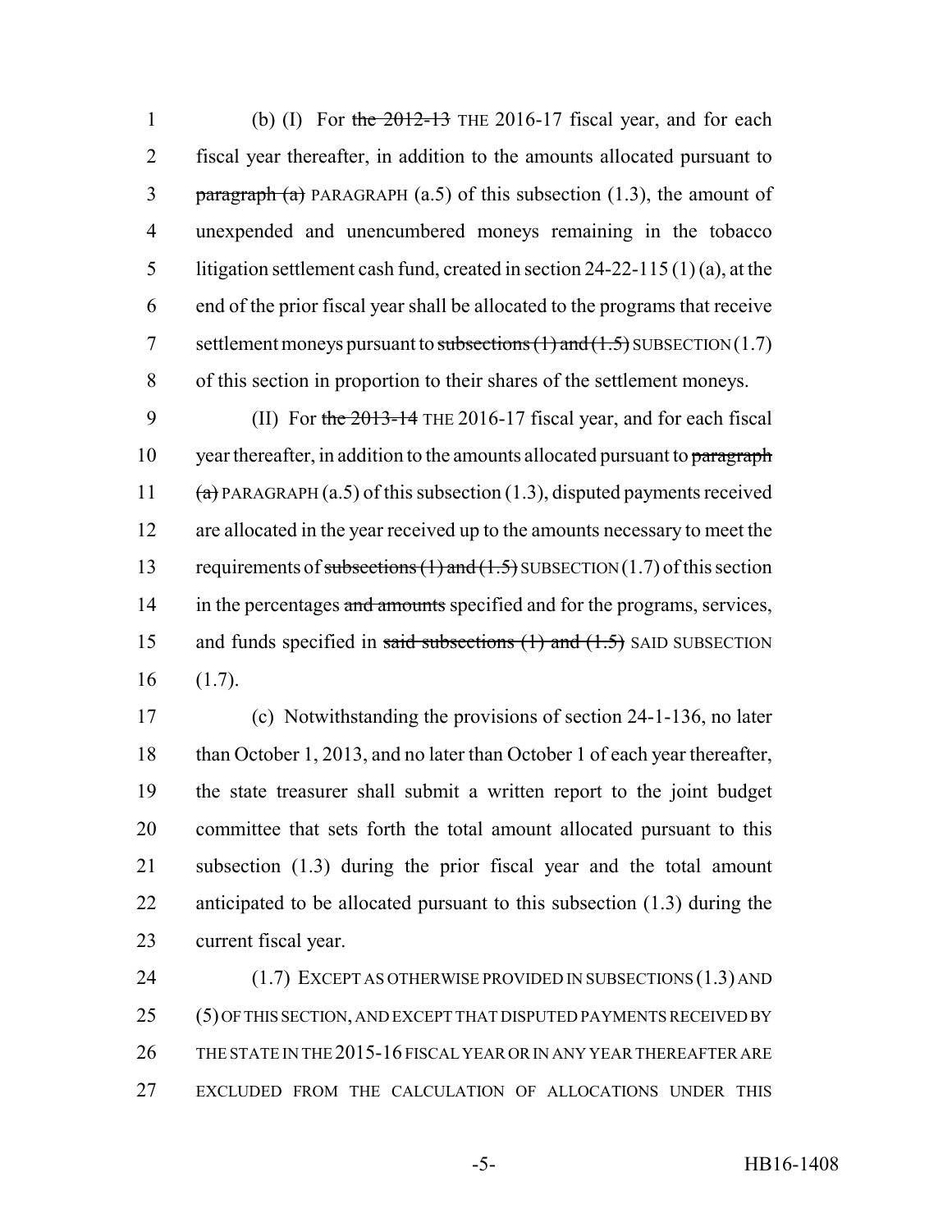(b) (I) For ~~the 2012-13~~ THE 2016-17 fiscal year, and for each fiscal year thereafter, in addition to the amounts allocated pursuant to ~~paragraph (a)~~ PARAGRAPH (a.5) of this subsection (1.3), the amount of unexpended and unencumbered moneys remaining in the tobacco litigation settlement cash fund, created in section 24-22-115 (1) (a), at the end of the prior fiscal year shall be allocated to the programs that receive settlement moneys pursuant to ~~subsections (1) and (1.5)~~ SUBSECTION (1.7) of this section in proportion to their shares of the settlement moneys.

(II) For ~~the 2013-14~~ THE 2016-17 fiscal year, and for each fiscal year thereafter, in addition to the amounts allocated pursuant to ~~paragraph (a)~~ PARAGRAPH (a.5) of this subsection (1.3), disputed payments received are allocated in the year received up to the amounts necessary to meet the requirements of ~~subsections (1) and (1.5)~~ SUBSECTION (1.7) of this section in the percentages ~~and amounts~~ specified and for the programs, services, and funds specified in ~~said subsections (1) and (1.5)~~ SAID SUBSECTION (1.7).

(c) Notwithstanding the provisions of section 24-1-136, no later than October 1, 2013, and no later than October 1 of each year thereafter, the state treasurer shall submit a written report to the joint budget committee that sets forth the total amount allocated pursuant to this subsection (1.3) during the prior fiscal year and the total amount anticipated to be allocated pursuant to this subsection (1.3) during the current fiscal year.

(1.7) EXCEPT AS OTHERWISE PROVIDED IN SUBSECTIONS (1.3) AND (5) OF THIS SECTION, AND EXCEPT THAT DISPUTED PAYMENTS RECEIVED BY THE STATE IN THE 2015-16 FISCAL YEAR OR IN ANY YEAR THEREAFTER ARE EXCLUDED FROM THE CALCULATION OF ALLOCATIONS UNDER THIS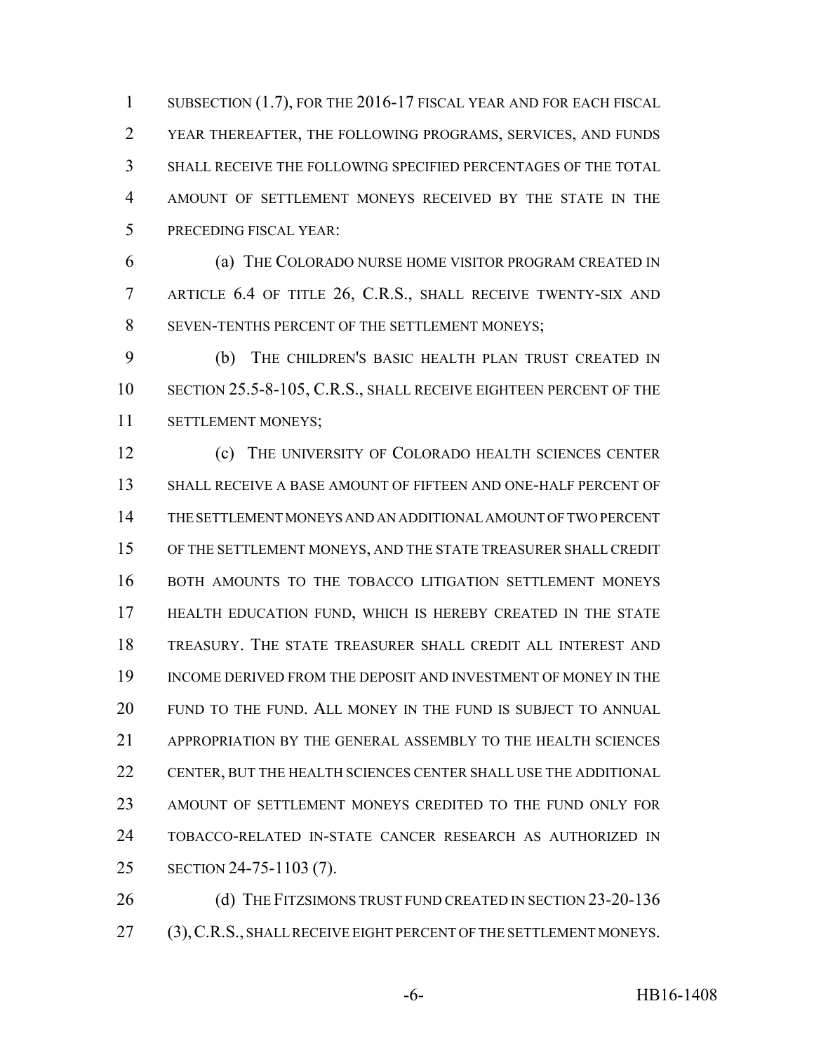SUBSECTION (1.7), FOR THE 2016-17 FISCAL YEAR AND FOR EACH FISCAL YEAR THEREAFTER, THE FOLLOWING PROGRAMS, SERVICES, AND FUNDS SHALL RECEIVE THE FOLLOWING SPECIFIED PERCENTAGES OF THE TOTAL AMOUNT OF SETTLEMENT MONEYS RECEIVED BY THE STATE IN THE PRECEDING FISCAL YEAR:

(a) THE COLORADO NURSE HOME VISITOR PROGRAM CREATED IN ARTICLE 6.4 OF TITLE 26, C.R.S., SHALL RECEIVE TWENTY-SIX AND SEVEN-TENTHS PERCENT OF THE SETTLEMENT MONEYS;

(b) THE CHILDREN'S BASIC HEALTH PLAN TRUST CREATED IN SECTION 25.5-8-105, C.R.S., SHALL RECEIVE EIGHTEEN PERCENT OF THE SETTLEMENT MONEYS;

(c) THE UNIVERSITY OF COLORADO HEALTH SCIENCES CENTER SHALL RECEIVE A BASE AMOUNT OF FIFTEEN AND ONE-HALF PERCENT OF THE SETTLEMENT MONEYS AND AN ADDITIONAL AMOUNT OF TWO PERCENT OF THE SETTLEMENT MONEYS, AND THE STATE TREASURER SHALL CREDIT BOTH AMOUNTS TO THE TOBACCO LITIGATION SETTLEMENT MONEYS HEALTH EDUCATION FUND, WHICH IS HEREBY CREATED IN THE STATE TREASURY. THE STATE TREASURER SHALL CREDIT ALL INTEREST AND INCOME DERIVED FROM THE DEPOSIT AND INVESTMENT OF MONEY IN THE FUND TO THE FUND. ALL MONEY IN THE FUND IS SUBJECT TO ANNUAL APPROPRIATION BY THE GENERAL ASSEMBLY TO THE HEALTH SCIENCES CENTER, BUT THE HEALTH SCIENCES CENTER SHALL USE THE ADDITIONAL AMOUNT OF SETTLEMENT MONEYS CREDITED TO THE FUND ONLY FOR TOBACCO-RELATED IN-STATE CANCER RESEARCH AS AUTHORIZED IN SECTION 24-75-1103 (7).

(d) THE FITZSIMONS TRUST FUND CREATED IN SECTION 23-20-136 (3), C.R.S., SHALL RECEIVE EIGHT PERCENT OF THE SETTLEMENT MONEYS.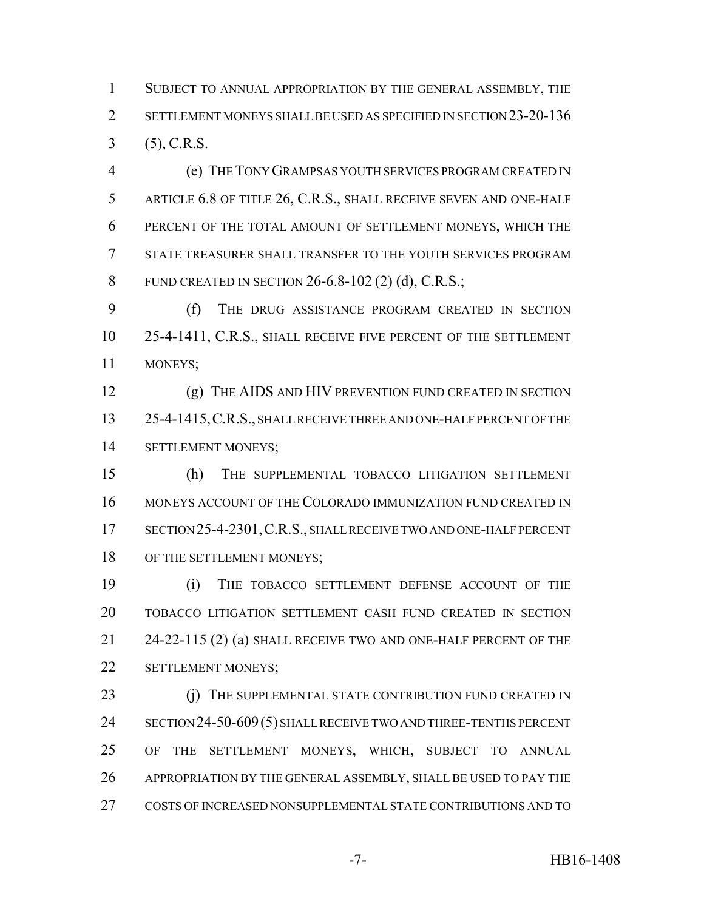SUBJECT TO ANNUAL APPROPRIATION BY THE GENERAL ASSEMBLY, THE SETTLEMENT MONEYS SHALL BE USED AS SPECIFIED IN SECTION 23-20-136 (5), C.R.S.

(e) THE TONY GRAMPSAS YOUTH SERVICES PROGRAM CREATED IN ARTICLE 6.8 OF TITLE 26, C.R.S., SHALL RECEIVE SEVEN AND ONE-HALF PERCENT OF THE TOTAL AMOUNT OF SETTLEMENT MONEYS, WHICH THE STATE TREASURER SHALL TRANSFER TO THE YOUTH SERVICES PROGRAM FUND CREATED IN SECTION 26-6.8-102 (2) (d), C.R.S.;

(f) THE DRUG ASSISTANCE PROGRAM CREATED IN SECTION 25-4-1411, C.R.S., SHALL RECEIVE FIVE PERCENT OF THE SETTLEMENT MONEYS;

(g) THE AIDS AND HIV PREVENTION FUND CREATED IN SECTION 25-4-1415, C.R.S., SHALL RECEIVE THREE AND ONE-HALF PERCENT OF THE SETTLEMENT MONEYS;

(h) THE SUPPLEMENTAL TOBACCO LITIGATION SETTLEMENT MONEYS ACCOUNT OF THE COLORADO IMMUNIZATION FUND CREATED IN SECTION 25-4-2301, C.R.S., SHALL RECEIVE TWO AND ONE-HALF PERCENT OF THE SETTLEMENT MONEYS;

(i) THE TOBACCO SETTLEMENT DEFENSE ACCOUNT OF THE TOBACCO LITIGATION SETTLEMENT CASH FUND CREATED IN SECTION 24-22-115 (2) (a) SHALL RECEIVE TWO AND ONE-HALF PERCENT OF THE SETTLEMENT MONEYS;

(j) THE SUPPLEMENTAL STATE CONTRIBUTION FUND CREATED IN SECTION 24-50-609 (5) SHALL RECEIVE TWO AND THREE-TENTHS PERCENT OF THE SETTLEMENT MONEYS, WHICH, SUBJECT TO ANNUAL APPROPRIATION BY THE GENERAL ASSEMBLY, SHALL BE USED TO PAY THE COSTS OF INCREASED NONSUPPLEMENTAL STATE CONTRIBUTIONS AND TO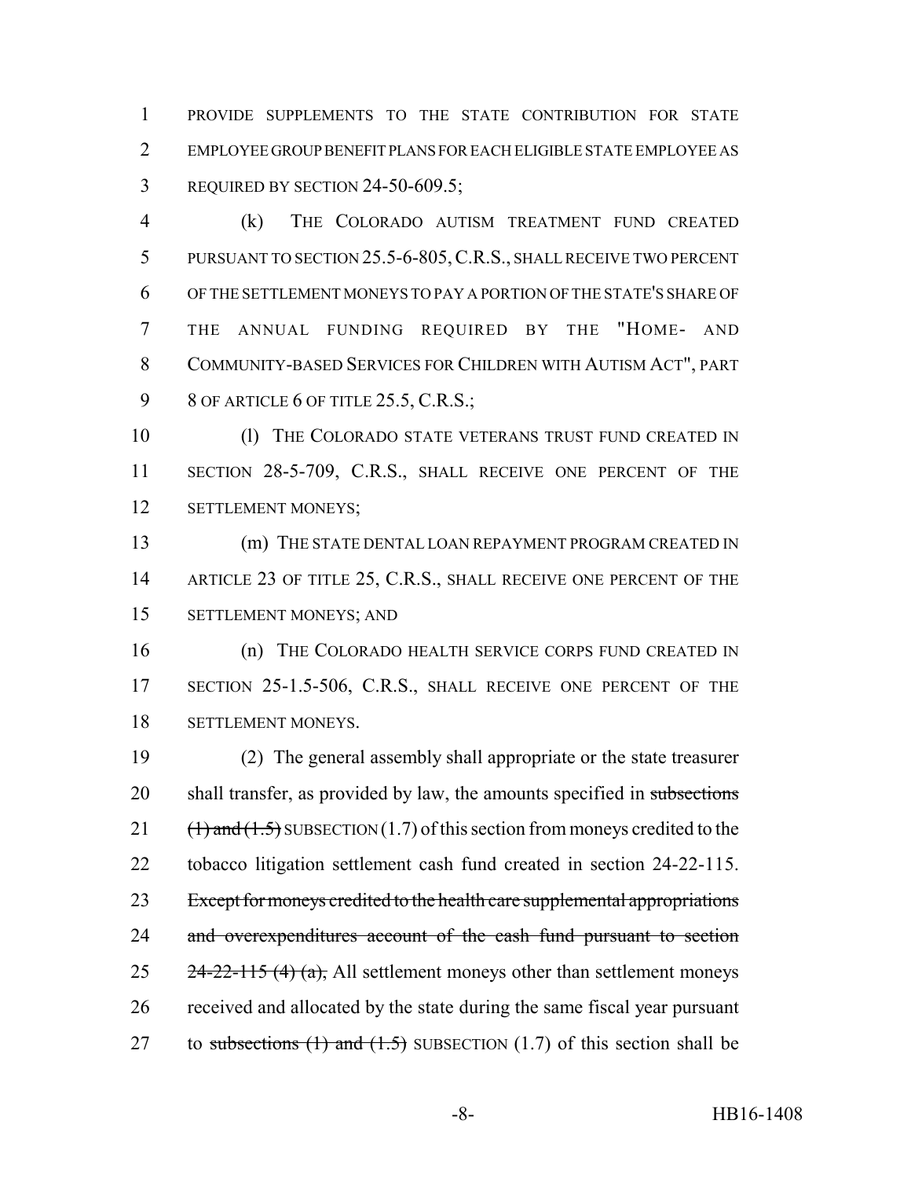PROVIDE SUPPLEMENTS TO THE STATE CONTRIBUTION FOR STATE EMPLOYEE GROUP BENEFIT PLANS FOR EACH ELIGIBLE STATE EMPLOYEE AS REQUIRED BY SECTION 24-50-609.5;

(k) THE COLORADO AUTISM TREATMENT FUND CREATED PURSUANT TO SECTION 25.5-6-805, C.R.S., SHALL RECEIVE TWO PERCENT OF THE SETTLEMENT MONEYS TO PAY A PORTION OF THE STATE'S SHARE OF THE ANNUAL FUNDING REQUIRED BY THE "HOME- AND COMMUNITY-BASED SERVICES FOR CHILDREN WITH AUTISM ACT", PART 8 OF ARTICLE 6 OF TITLE 25.5, C.R.S.;

(l) THE COLORADO STATE VETERANS TRUST FUND CREATED IN SECTION 28-5-709, C.R.S., SHALL RECEIVE ONE PERCENT OF THE SETTLEMENT MONEYS;

(m) THE STATE DENTAL LOAN REPAYMENT PROGRAM CREATED IN ARTICLE 23 OF TITLE 25, C.R.S., SHALL RECEIVE ONE PERCENT OF THE SETTLEMENT MONEYS; AND

(n) THE COLORADO HEALTH SERVICE CORPS FUND CREATED IN SECTION 25-1.5-506, C.R.S., SHALL RECEIVE ONE PERCENT OF THE SETTLEMENT MONEYS.

(2) The general assembly shall appropriate or the state treasurer shall transfer, as provided by law, the amounts specified in ~~subsections (1) and (1.5)~~ SUBSECTION (1.7) of this section from moneys credited to the tobacco litigation settlement cash fund created in section 24-22-115. ~~Except for moneys credited to the health care supplemental appropriations and overexpenditures account of the cash fund pursuant to section 24-22-115 (4) (a),~~ All settlement moneys other than settlement moneys received and allocated by the state during the same fiscal year pursuant to ~~subsections (1) and (1.5)~~ SUBSECTION (1.7) of this section shall be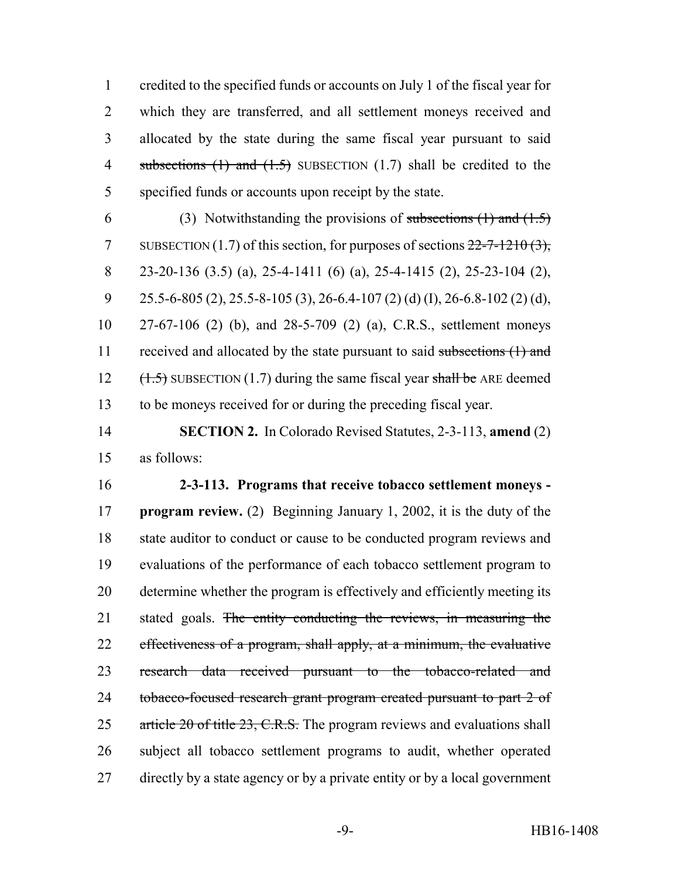credited to the specified funds or accounts on July 1 of the fiscal year for which they are transferred, and all settlement moneys received and allocated by the state during the same fiscal year pursuant to said ~~subsections (1) and (1.5)~~ SUBSECTION (1.7) shall be credited to the specified funds or accounts upon receipt by the state.

(3) Notwithstanding the provisions of ~~subsections (1) and (1.5)~~ SUBSECTION (1.7) of this section, for purposes of sections ~~22-7-1210 (3),~~ 23-20-136 (3.5) (a), 25-4-1411 (6) (a), 25-4-1415 (2), 25-23-104 (2), 25.5-6-805 (2), 25.5-8-105 (3), 26-6.4-107 (2) (d) (I), 26-6.8-102 (2) (d), 27-67-106 (2) (b), and 28-5-709 (2) (a), C.R.S., settlement moneys received and allocated by the state pursuant to said ~~subsections (1) and (1.5)~~ SUBSECTION (1.7) during the same fiscal year ~~shall be~~ ARE deemed to be moneys received for or during the preceding fiscal year.

**SECTION 2.** In Colorado Revised Statutes, 2-3-113, **amend** (2) as follows:

**2-3-113. Programs that receive tobacco settlement moneys - program review.** (2) Beginning January 1, 2002, it is the duty of the state auditor to conduct or cause to be conducted program reviews and evaluations of the performance of each tobacco settlement program to determine whether the program is effectively and efficiently meeting its stated goals. ~~The entity conducting the reviews, in measuring the effectiveness of a program, shall apply, at a minimum, the evaluative research data received pursuant to the tobacco-related and tobacco-focused research grant program created pursuant to part 2 of article 20 of title 23, C.R.S.~~ The program reviews and evaluations shall subject all tobacco settlement programs to audit, whether operated directly by a state agency or by a private entity or by a local government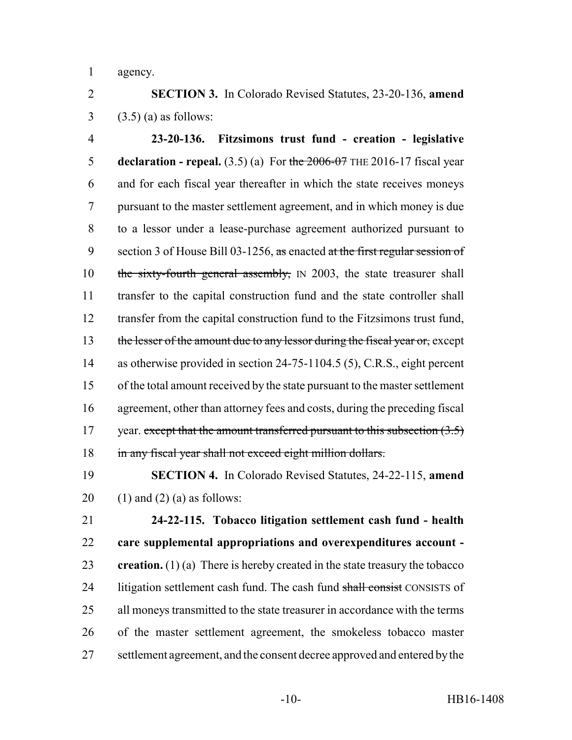agency.

**SECTION 3.** In Colorado Revised Statutes, 23-20-136, **amend** (3.5) (a) as follows:

**23-20-136. Fitzsimons trust fund - creation - legislative declaration - repeal.** (3.5) (a) For ~~the 2006-07~~ THE 2016-17 fiscal year and for each fiscal year thereafter in which the state receives moneys pursuant to the master settlement agreement, and in which money is due to a lessor under a lease-purchase agreement authorized pursuant to section 3 of House Bill 03-1256, ~~as~~ enacted ~~at the first regular session of the sixty-fourth general assembly,~~ IN 2003, the state treasurer shall transfer to the capital construction fund and the state controller shall transfer from the capital construction fund to the Fitzsimons trust fund, ~~the lesser of the amount due to any lessor during the fiscal year or,~~ except as otherwise provided in section 24-75-1104.5 (5), C.R.S., eight percent of the total amount received by the state pursuant to the master settlement agreement, other than attorney fees and costs, during the preceding fiscal year. ~~except that the amount transferred pursuant to this subsection (3.5) in any fiscal year shall not exceed eight million dollars.~~

**SECTION 4.** In Colorado Revised Statutes, 24-22-115, **amend** (1) and (2) (a) as follows:

**24-22-115. Tobacco litigation settlement cash fund - health care supplemental appropriations and overexpenditures account - creation.** (1) (a) There is hereby created in the state treasury the tobacco litigation settlement cash fund. The cash fund ~~shall consist~~ CONSISTS of all moneys transmitted to the state treasurer in accordance with the terms of the master settlement agreement, the smokeless tobacco master settlement agreement, and the consent decree approved and entered by the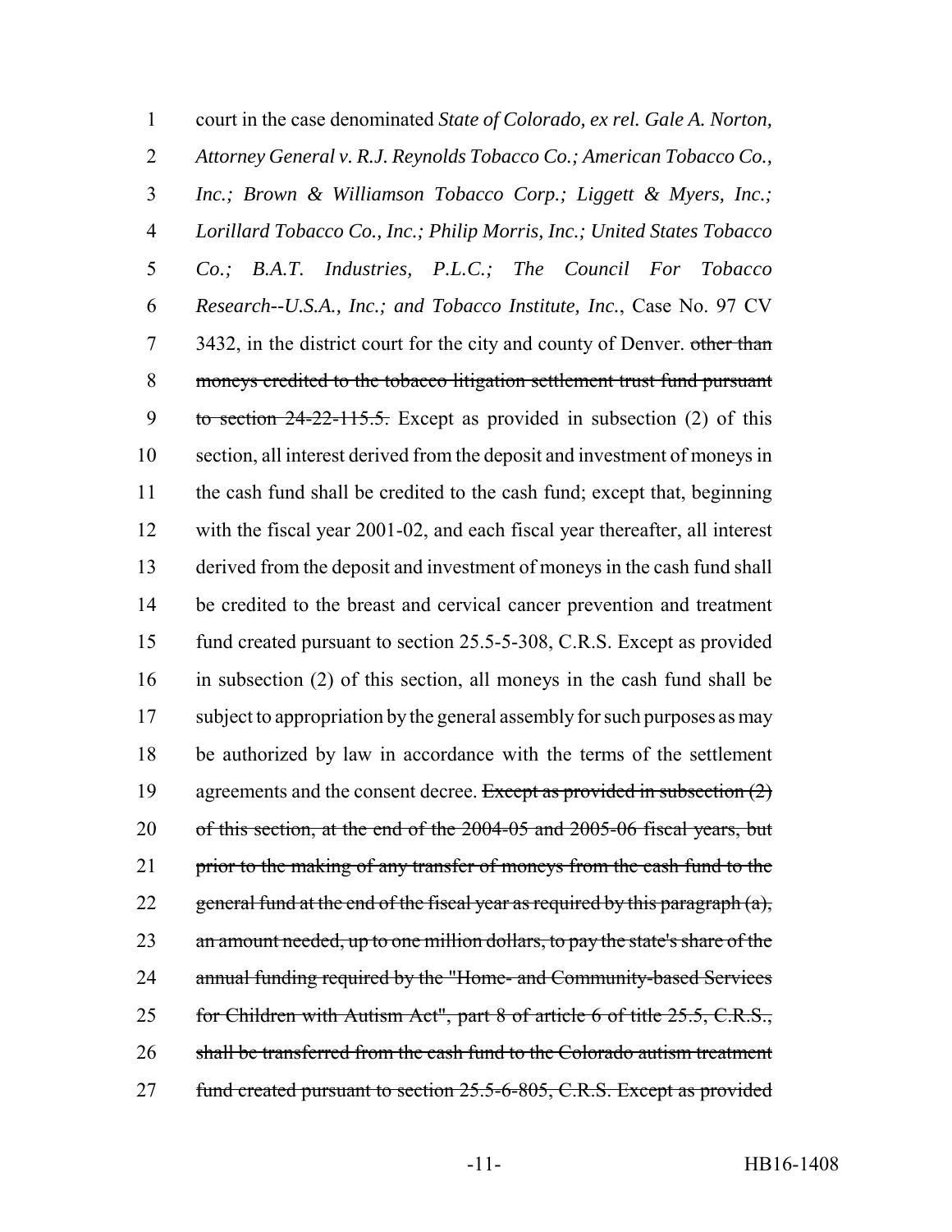court in the case denominated *State of Colorado, ex rel. Gale A. Norton, Attorney General v. R.J. Reynolds Tobacco Co.; American Tobacco Co., Inc.; Brown & Williamson Tobacco Corp.; Liggett & Myers, Inc.; Lorillard Tobacco Co., Inc.; Philip Morris, Inc.; United States Tobacco Co.; B.A.T. Industries, P.L.C.; The Council For Tobacco Research--U.S.A., Inc.; and Tobacco Institute, Inc.*, Case No. 97 CV 3432, in the district court for the city and county of Denver. ~~other than moneys credited to the tobacco litigation settlement trust fund pursuant to section 24-22-115.5.~~ Except as provided in subsection (2) of this section, all interest derived from the deposit and investment of moneys in the cash fund shall be credited to the cash fund; except that, beginning with the fiscal year 2001-02, and each fiscal year thereafter, all interest derived from the deposit and investment of moneys in the cash fund shall be credited to the breast and cervical cancer prevention and treatment fund created pursuant to section 25.5-5-308, C.R.S. Except as provided in subsection (2) of this section, all moneys in the cash fund shall be subject to appropriation by the general assembly for such purposes as may be authorized by law in accordance with the terms of the settlement agreements and the consent decree. ~~Except as provided in subsection (2) of this section, at the end of the 2004-05 and 2005-06 fiscal years, but prior to the making of any transfer of moneys from the cash fund to the general fund at the end of the fiscal year as required by this paragraph (a), an amount needed, up to one million dollars, to pay the state's share of the annual funding required by the "Home- and Community-based Services for Children with Autism Act", part 8 of article 6 of title 25.5, C.R.S., shall be transferred from the cash fund to the Colorado autism treatment fund created pursuant to section 25.5-6-805, C.R.S. Except as provided~~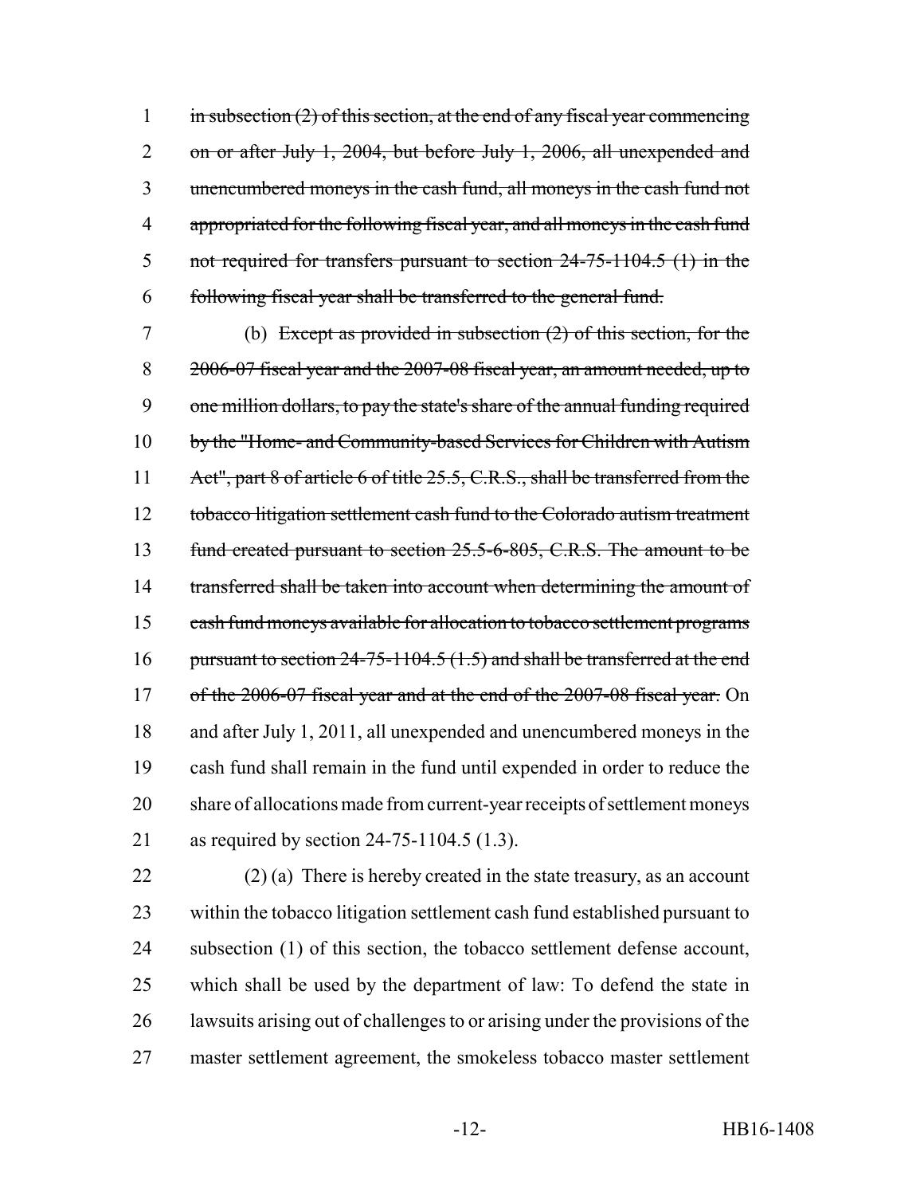in subsection (2) of this section, at the end of any fiscal year commencing on or after July 1, 2004, but before July 1, 2006, all unexpended and unencumbered moneys in the cash fund, all moneys in the cash fund not appropriated for the following fiscal year, and all moneys in the cash fund not required for transfers pursuant to section 24-75-1104.5 (1) in the following fiscal year shall be transferred to the general fund.

(b) Except as provided in subsection (2) of this section, for the 2006-07 fiscal year and the 2007-08 fiscal year, an amount needed, up to one million dollars, to pay the state's share of the annual funding required by the "Home- and Community-based Services for Children with Autism Act", part 8 of article 6 of title 25.5, C.R.S., shall be transferred from the tobacco litigation settlement cash fund to the Colorado autism treatment fund created pursuant to section 25.5-6-805, C.R.S. The amount to be transferred shall be taken into account when determining the amount of cash fund moneys available for allocation to tobacco settlement programs pursuant to section 24-75-1104.5 (1.5) and shall be transferred at the end of the 2006-07 fiscal year and at the end of the 2007-08 fiscal year. On and after July 1, 2011, all unexpended and unencumbered moneys in the cash fund shall remain in the fund until expended in order to reduce the share of allocations made from current-year receipts of settlement moneys as required by section 24-75-1104.5 (1.3).

(2) (a) There is hereby created in the state treasury, as an account within the tobacco litigation settlement cash fund established pursuant to subsection (1) of this section, the tobacco settlement defense account, which shall be used by the department of law: To defend the state in lawsuits arising out of challenges to or arising under the provisions of the master settlement agreement, the smokeless tobacco master settlement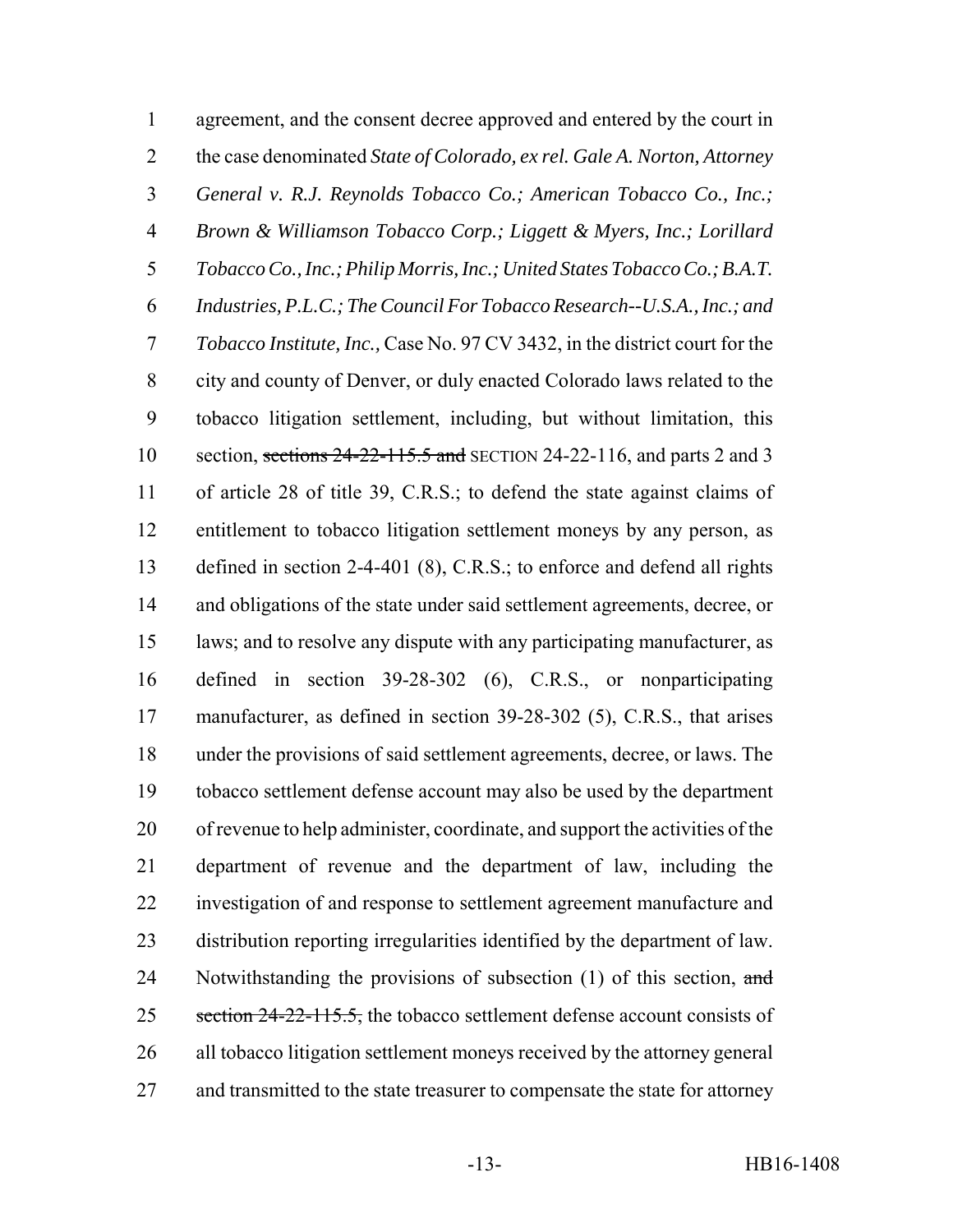agreement, and the consent decree approved and entered by the court in the case denominated *State of Colorado, ex rel. Gale A. Norton, Attorney General v. R.J. Reynolds Tobacco Co.; American Tobacco Co., Inc.; Brown & Williamson Tobacco Corp.; Liggett & Myers, Inc.; Lorillard Tobacco Co., Inc.; Philip Morris, Inc.; United States Tobacco Co.; B.A.T. Industries, P.L.C.; The Council For Tobacco Research--U.S.A., Inc.; and Tobacco Institute, Inc.,* Case No. 97 CV 3432, in the district court for the city and county of Denver, or duly enacted Colorado laws related to the tobacco litigation settlement, including, but without limitation, this section, ~~sections 24-22-115.5 and~~ SECTION 24-22-116, and parts 2 and 3 of article 28 of title 39, C.R.S.; to defend the state against claims of entitlement to tobacco litigation settlement moneys by any person, as defined in section 2-4-401 (8), C.R.S.; to enforce and defend all rights and obligations of the state under said settlement agreements, decree, or laws; and to resolve any dispute with any participating manufacturer, as defined in section 39-28-302 (6), C.R.S., or nonparticipating manufacturer, as defined in section 39-28-302 (5), C.R.S., that arises under the provisions of said settlement agreements, decree, or laws. The tobacco settlement defense account may also be used by the department of revenue to help administer, coordinate, and support the activities of the department of revenue and the department of law, including the investigation of and response to settlement agreement manufacture and distribution reporting irregularities identified by the department of law. Notwithstanding the provisions of subsection (1) of this section, ~~and section 24-22-115.5,~~ the tobacco settlement defense account consists of all tobacco litigation settlement moneys received by the attorney general and transmitted to the state treasurer to compensate the state for attorney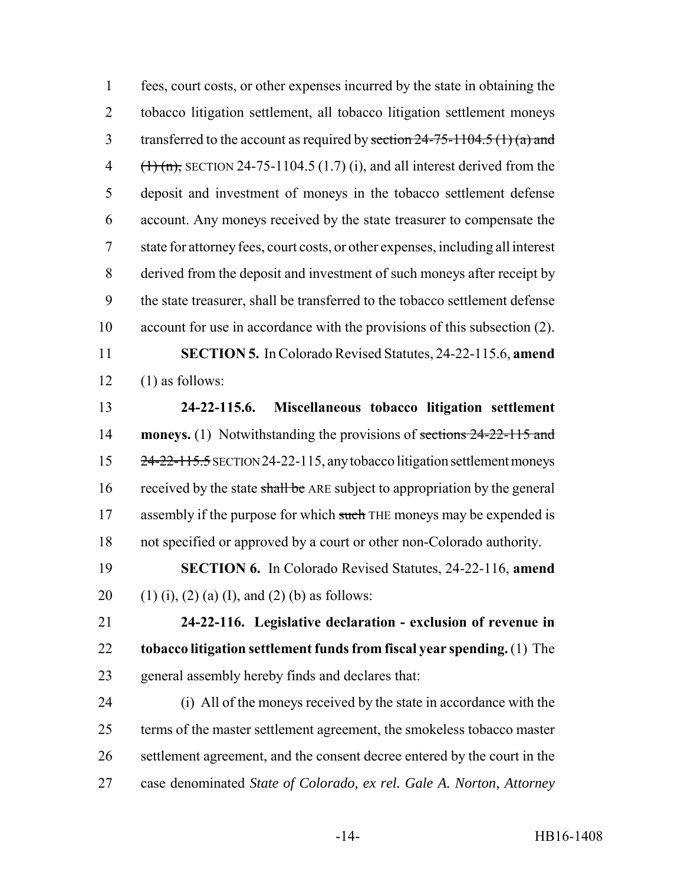fees, court costs, or other expenses incurred by the state in obtaining the tobacco litigation settlement, all tobacco litigation settlement moneys transferred to the account as required by ~~section 24-75-1104.5 (1) (a) and (1) (n),~~ SECTION 24-75-1104.5 (1.7) (i), and all interest derived from the deposit and investment of moneys in the tobacco settlement defense account. Any moneys received by the state treasurer to compensate the state for attorney fees, court costs, or other expenses, including all interest derived from the deposit and investment of such moneys after receipt by the state treasurer, shall be transferred to the tobacco settlement defense account for use in accordance with the provisions of this subsection (2).

**SECTION 5.** In Colorado Revised Statutes, 24-22-115.6, **amend** (1) as follows:

**24-22-115.6. Miscellaneous tobacco litigation settlement moneys.** (1) Notwithstanding the provisions of ~~sections 24-22-115 and 24-22-115.5~~ SECTION 24-22-115, any tobacco litigation settlement moneys received by the state ~~shall be~~ ARE subject to appropriation by the general assembly if the purpose for which ~~such~~ THE moneys may be expended is not specified or approved by a court or other non-Colorado authority.

**SECTION 6.** In Colorado Revised Statutes, 24-22-116, **amend** (1) (i), (2) (a) (I), and (2) (b) as follows:

**24-22-116. Legislative declaration - exclusion of revenue in tobacco litigation settlement funds from fiscal year spending.** (1) The general assembly hereby finds and declares that:

(i) All of the moneys received by the state in accordance with the terms of the master settlement agreement, the smokeless tobacco master settlement agreement, and the consent decree entered by the court in the case denominated *State of Colorado, ex rel. Gale A. Norton, Attorney*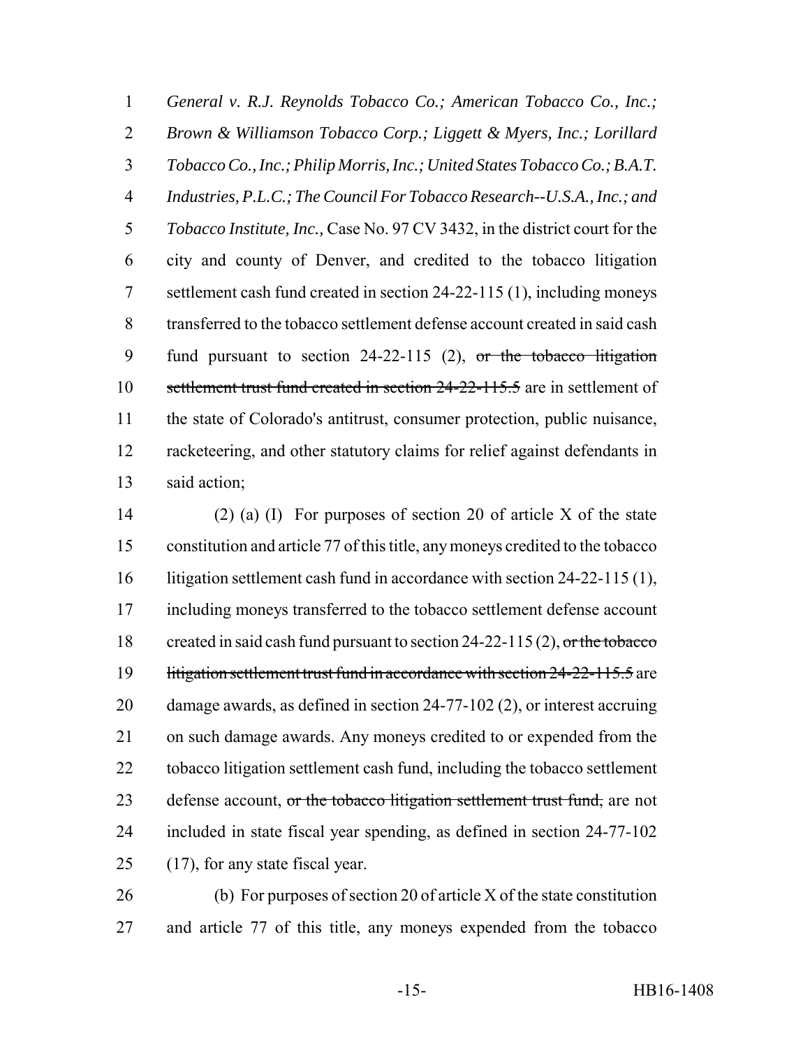*General v. R.J. Reynolds Tobacco Co.; American Tobacco Co., Inc.; Brown & Williamson Tobacco Corp.; Liggett & Myers, Inc.; Lorillard Tobacco Co., Inc.; Philip Morris, Inc.; United States Tobacco Co.; B.A.T. Industries, P.L.C.; The Council For Tobacco Research--U.S.A., Inc.; and Tobacco Institute, Inc.,* Case No. 97 CV 3432, in the district court for the city and county of Denver, and credited to the tobacco litigation settlement cash fund created in section 24-22-115 (1), including moneys transferred to the tobacco settlement defense account created in said cash fund pursuant to section 24-22-115 (2), ~~or the tobacco litigation settlement trust fund created in section 24-22-115.5~~ are in settlement of the state of Colorado's antitrust, consumer protection, public nuisance, racketeering, and other statutory claims for relief against defendants in said action;

(2) (a) (I) For purposes of section 20 of article X of the state constitution and article 77 of this title, any moneys credited to the tobacco litigation settlement cash fund in accordance with section 24-22-115 (1), including moneys transferred to the tobacco settlement defense account created in said cash fund pursuant to section 24-22-115 (2), ~~or the tobacco litigation settlement trust fund in accordance with section 24-22-115.5~~ are damage awards, as defined in section 24-77-102 (2), or interest accruing on such damage awards. Any moneys credited to or expended from the tobacco litigation settlement cash fund, including the tobacco settlement defense account, ~~or the tobacco litigation settlement trust fund,~~ are not included in state fiscal year spending, as defined in section 24-77-102 (17), for any state fiscal year.

(b) For purposes of section 20 of article X of the state constitution and article 77 of this title, any moneys expended from the tobacco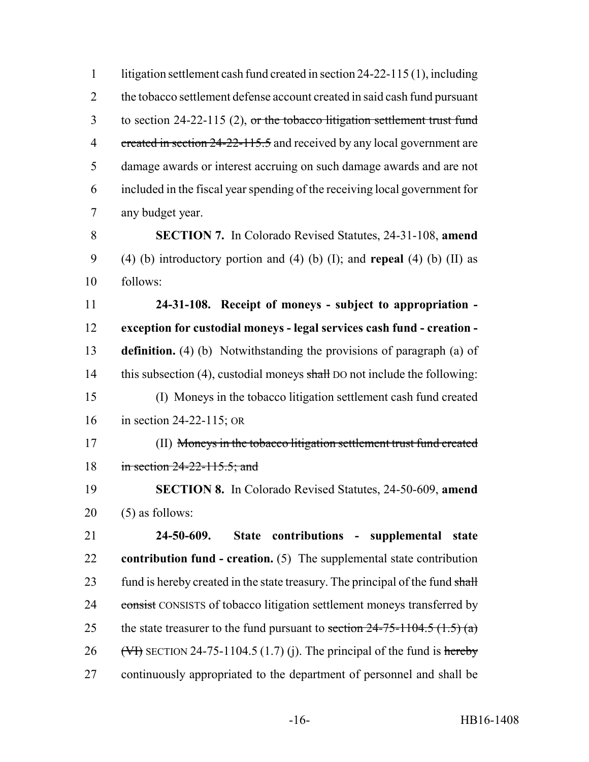litigation settlement cash fund created in section 24-22-115 (1), including the tobacco settlement defense account created in said cash fund pursuant to section 24-22-115 (2), ~~or the tobacco litigation settlement trust fund created in section 24-22-115.5~~ and received by any local government are damage awards or interest accruing on such damage awards and are not included in the fiscal year spending of the receiving local government for any budget year.

**SECTION 7.** In Colorado Revised Statutes, 24-31-108, **amend** (4) (b) introductory portion and (4) (b) (I); and **repeal** (4) (b) (II) as follows:

**24-31-108. Receipt of moneys - subject to appropriation - exception for custodial moneys - legal services cash fund - creation - definition.** (4) (b) Notwithstanding the provisions of paragraph (a) of this subsection (4), custodial moneys ~~shall~~ DO not include the following:

(I) Moneys in the tobacco litigation settlement cash fund created in section 24-22-115; OR

(II) ~~Moneys in the tobacco litigation settlement trust fund created in section 24-22-115.5; and~~

**SECTION 8.** In Colorado Revised Statutes, 24-50-609, **amend** (5) as follows:

**24-50-609. State contributions - supplemental state contribution fund - creation.** (5) The supplemental state contribution fund is hereby created in the state treasury. The principal of the fund ~~shall consist~~ CONSISTS of tobacco litigation settlement moneys transferred by the state treasurer to the fund pursuant to ~~section 24-75-1104.5 (1.5) (a) (VI)~~ SECTION 24-75-1104.5 (1.7) (j). The principal of the fund is ~~hereby~~ continuously appropriated to the department of personnel and shall be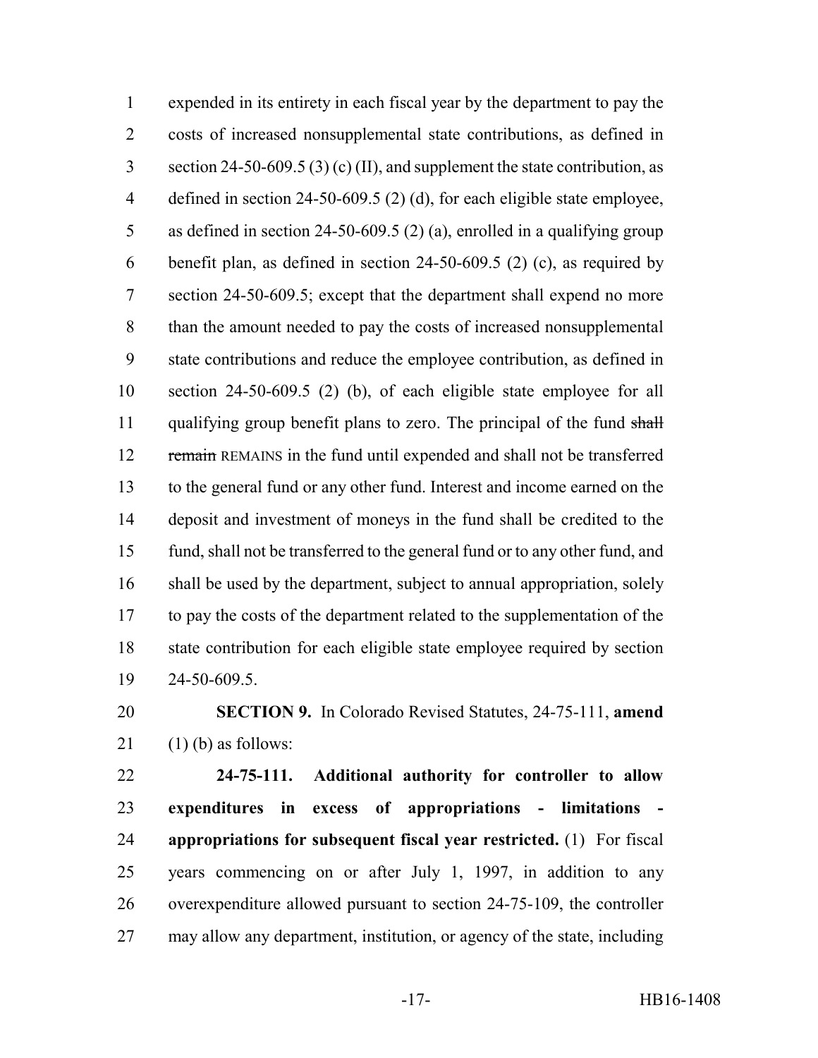expended in its entirety in each fiscal year by the department to pay the costs of increased nonsupplemental state contributions, as defined in section 24-50-609.5 (3) (c) (II), and supplement the state contribution, as defined in section 24-50-609.5 (2) (d), for each eligible state employee, as defined in section 24-50-609.5 (2) (a), enrolled in a qualifying group benefit plan, as defined in section 24-50-609.5 (2) (c), as required by section 24-50-609.5; except that the department shall expend no more than the amount needed to pay the costs of increased nonsupplemental state contributions and reduce the employee contribution, as defined in section 24-50-609.5 (2) (b), of each eligible state employee for all qualifying group benefit plans to zero. The principal of the fund ~~shall remain~~ REMAINS in the fund until expended and shall not be transferred to the general fund or any other fund. Interest and income earned on the deposit and investment of moneys in the fund shall be credited to the fund, shall not be transferred to the general fund or to any other fund, and shall be used by the department, subject to annual appropriation, solely to pay the costs of the department related to the supplementation of the state contribution for each eligible state employee required by section 24-50-609.5.

**SECTION 9.** In Colorado Revised Statutes, 24-75-111, **amend** (1) (b) as follows:

**24-75-111. Additional authority for controller to allow expenditures in excess of appropriations - limitations - appropriations for subsequent fiscal year restricted.** (1) For fiscal years commencing on or after July 1, 1997, in addition to any overexpenditure allowed pursuant to section 24-75-109, the controller may allow any department, institution, or agency of the state, including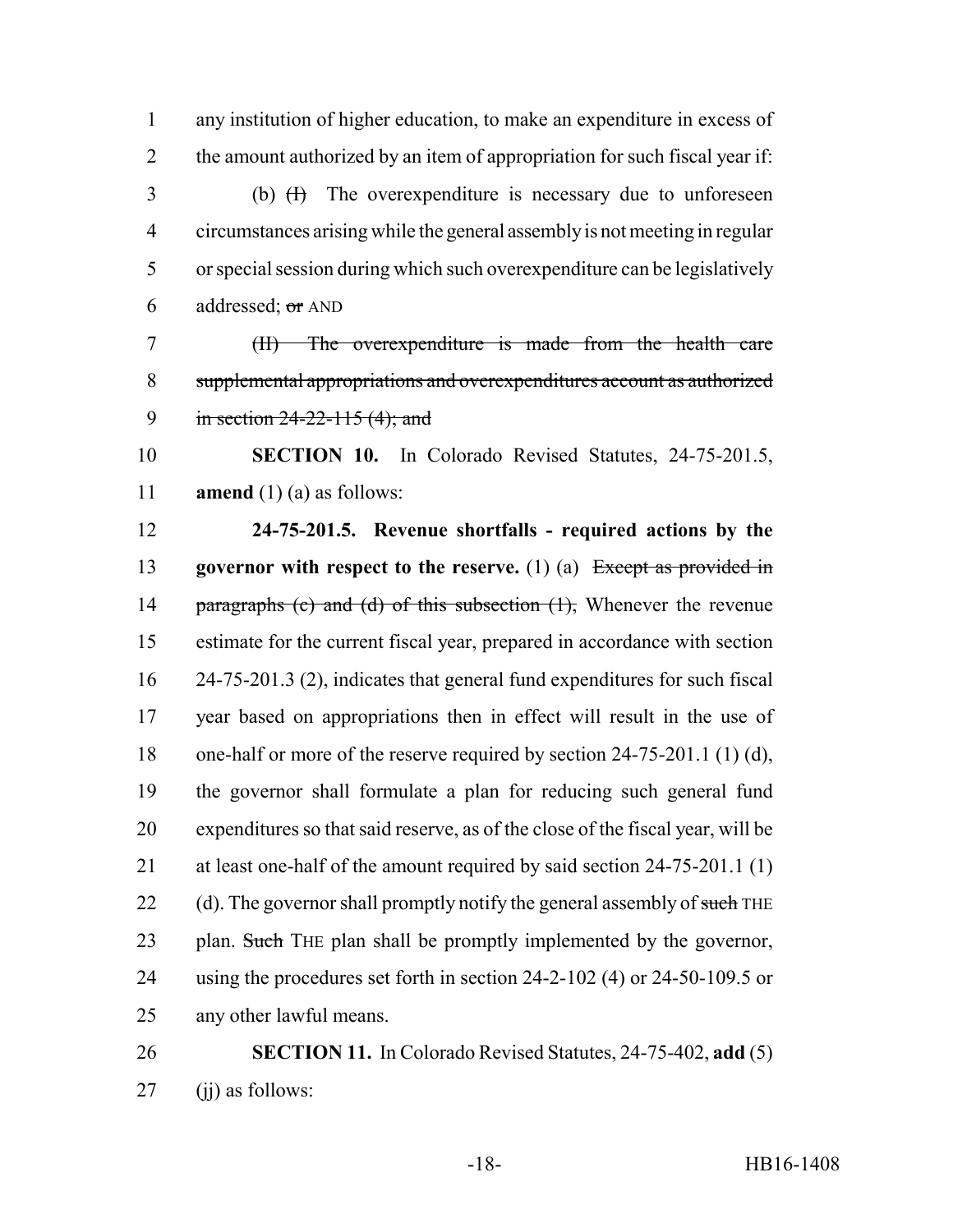any institution of higher education, to make an expenditure in excess of the amount authorized by an item of appropriation for such fiscal year if:

(b) ~~(I)~~ The overexpenditure is necessary due to unforeseen circumstances arising while the general assembly is not meeting in regular or special session during which such overexpenditure can be legislatively addressed; ~~or~~ AND

~~(II) The overexpenditure is made from the health care supplemental appropriations and overexpenditures account as authorized in section 24-22-115 (4); and~~

**SECTION 10.** In Colorado Revised Statutes, 24-75-201.5, **amend** (1) (a) as follows:

**24-75-201.5. Revenue shortfalls - required actions by the governor with respect to the reserve.** (1) (a) ~~Except as provided in paragraphs (c) and (d) of this subsection (1),~~ Whenever the revenue estimate for the current fiscal year, prepared in accordance with section 24-75-201.3 (2), indicates that general fund expenditures for such fiscal year based on appropriations then in effect will result in the use of one-half or more of the reserve required by section 24-75-201.1 (1) (d), the governor shall formulate a plan for reducing such general fund expenditures so that said reserve, as of the close of the fiscal year, will be at least one-half of the amount required by said section 24-75-201.1 (1) (d). The governor shall promptly notify the general assembly of ~~such~~ THE plan. ~~Such~~ THE plan shall be promptly implemented by the governor, using the procedures set forth in section 24-2-102 (4) or 24-50-109.5 or any other lawful means.

**SECTION 11.** In Colorado Revised Statutes, 24-75-402, **add** (5) (jj) as follows: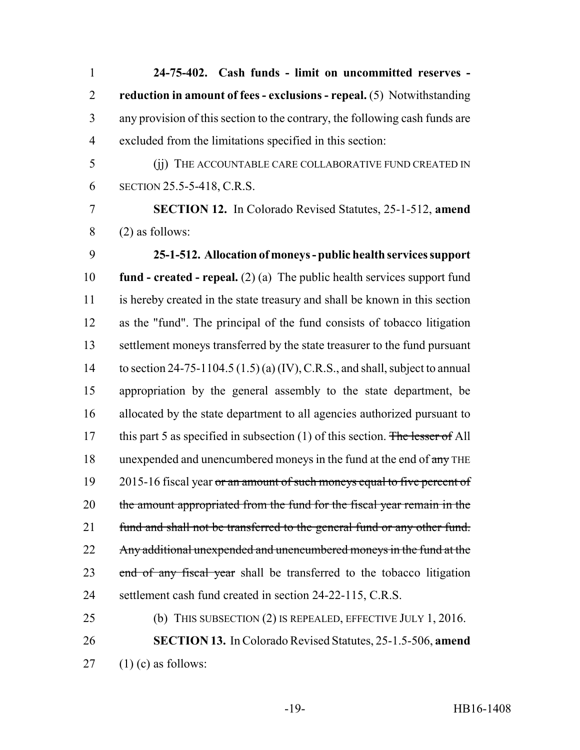**24-75-402. Cash funds - limit on uncommitted reserves - reduction in amount of fees - exclusions - repeal.** (5) Notwithstanding any provision of this section to the contrary, the following cash funds are excluded from the limitations specified in this section:

(jj) THE ACCOUNTABLE CARE COLLABORATIVE FUND CREATED IN SECTION 25.5-5-418, C.R.S.

**SECTION 12.** In Colorado Revised Statutes, 25-1-512, **amend** (2) as follows:

**25-1-512. Allocation of moneys - public health services support fund - created - repeal.** (2) (a) The public health services support fund is hereby created in the state treasury and shall be known in this section as the "fund". The principal of the fund consists of tobacco litigation settlement moneys transferred by the state treasurer to the fund pursuant to section 24-75-1104.5 (1.5) (a) (IV), C.R.S., and shall, subject to annual appropriation by the general assembly to the state department, be allocated by the state department to all agencies authorized pursuant to this part 5 as specified in subsection (1) of this section. ~~The lesser of~~ All unexpended and unencumbered moneys in the fund at the end of ~~any~~ THE 2015-16 fiscal year ~~or an amount of such moneys equal to five percent of the amount appropriated from the fund for the fiscal year remain in the fund and shall not be transferred to the general fund or any other fund. Any additional unexpended and unencumbered moneys in the fund at the end of any fiscal year~~ shall be transferred to the tobacco litigation settlement cash fund created in section 24-22-115, C.R.S.

(b) THIS SUBSECTION (2) IS REPEALED, EFFECTIVE JULY 1, 2016.

**SECTION 13.** In Colorado Revised Statutes, 25-1.5-506, **amend** (1) (c) as follows: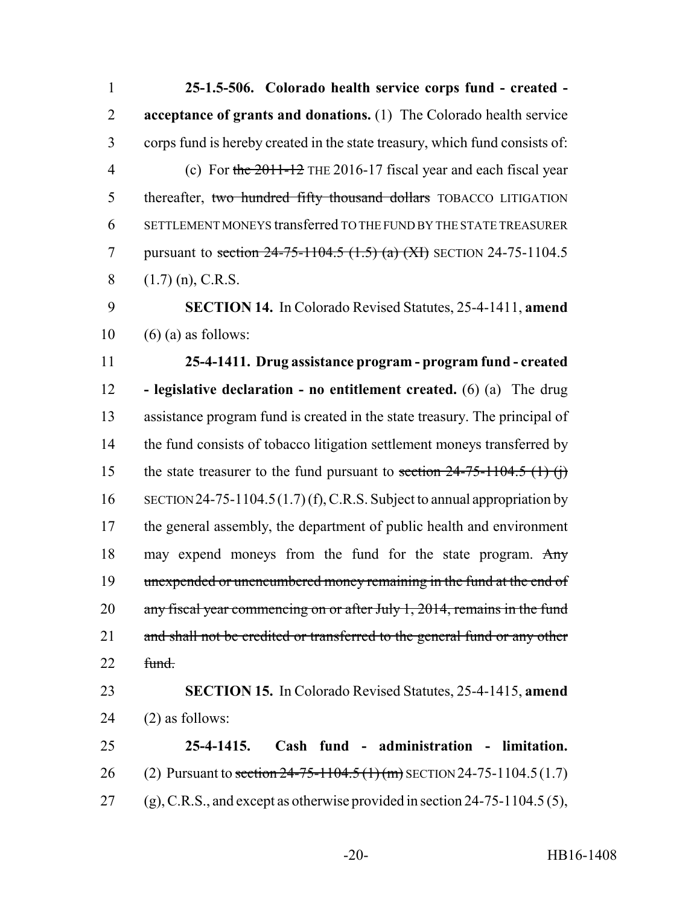**25-1.5-506. Colorado health service corps fund - created - acceptance of grants and donations.** (1) The Colorado health service corps fund is hereby created in the state treasury, which fund consists of:

(c) For ~~the 2011-12~~ THE 2016-17 fiscal year and each fiscal year thereafter, ~~two hundred fifty thousand dollars~~ TOBACCO LITIGATION SETTLEMENT MONEYS transferred TO THE FUND BY THE STATE TREASURER pursuant to ~~section 24-75-1104.5 (1.5) (a) (XI)~~ SECTION 24-75-1104.5 (1.7) (n), C.R.S.

**SECTION 14.** In Colorado Revised Statutes, 25-4-1411, **amend** (6) (a) as follows:

**25-4-1411. Drug assistance program - program fund - created - legislative declaration - no entitlement created.** (6) (a) The drug assistance program fund is created in the state treasury. The principal of the fund consists of tobacco litigation settlement moneys transferred by the state treasurer to the fund pursuant to ~~section 24-75-1104.5 (1) (j)~~ SECTION 24-75-1104.5 (1.7) (f), C.R.S. Subject to annual appropriation by the general assembly, the department of public health and environment may expend moneys from the fund for the state program. ~~Any unexpended or unencumbered money remaining in the fund at the end of any fiscal year commencing on or after July 1, 2014, remains in the fund and shall not be credited or transferred to the general fund or any other fund.~~

**SECTION 15.** In Colorado Revised Statutes, 25-4-1415, **amend** (2) as follows:

**25-4-1415. Cash fund - administration - limitation.** (2) Pursuant to ~~section 24-75-1104.5 (1) (m)~~ SECTION 24-75-1104.5 (1.7) (g), C.R.S., and except as otherwise provided in section 24-75-1104.5 (5),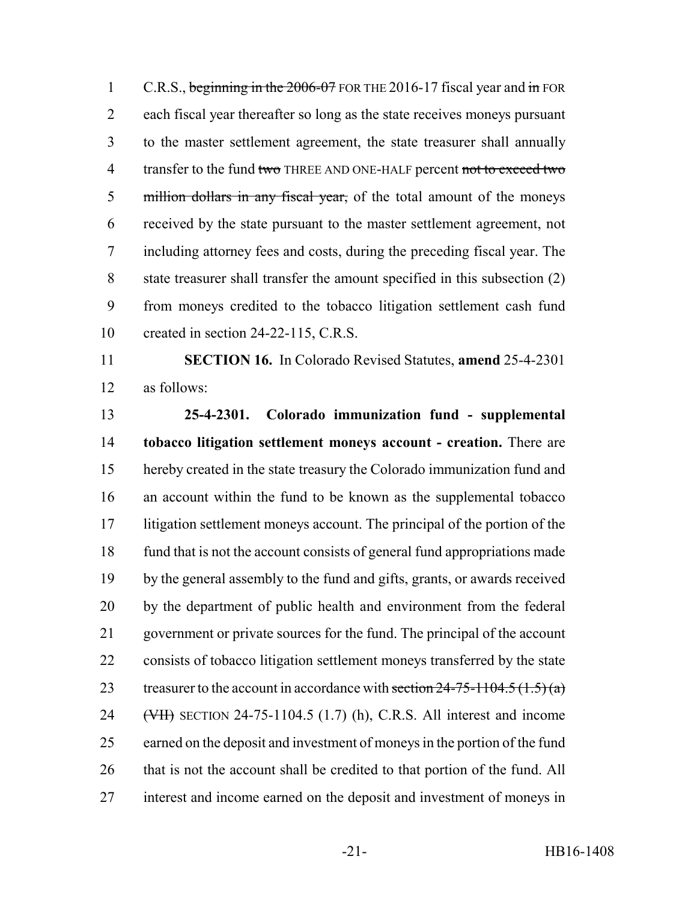C.R.S., ~~beginning in the 2006-07~~ FOR THE 2016-17 fiscal year and ~~in~~ FOR each fiscal year thereafter so long as the state receives moneys pursuant to the master settlement agreement, the state treasurer shall annually transfer to the fund ~~two~~ THREE AND ONE-HALF percent ~~not to exceed two million dollars in any fiscal year,~~ of the total amount of the moneys received by the state pursuant to the master settlement agreement, not including attorney fees and costs, during the preceding fiscal year. The state treasurer shall transfer the amount specified in this subsection (2) from moneys credited to the tobacco litigation settlement cash fund created in section 24-22-115, C.R.S.

**SECTION 16.** In Colorado Revised Statutes, **amend** 25-4-2301 as follows:

**25-4-2301. Colorado immunization fund - supplemental tobacco litigation settlement moneys account - creation.** There are hereby created in the state treasury the Colorado immunization fund and an account within the fund to be known as the supplemental tobacco litigation settlement moneys account. The principal of the portion of the fund that is not the account consists of general fund appropriations made by the general assembly to the fund and gifts, grants, or awards received by the department of public health and environment from the federal government or private sources for the fund. The principal of the account consists of tobacco litigation settlement moneys transferred by the state treasurer to the account in accordance with ~~section 24-75-1104.5 (1.5) (a) (VII)~~ SECTION 24-75-1104.5 (1.7) (h), C.R.S. All interest and income earned on the deposit and investment of moneys in the portion of the fund that is not the account shall be credited to that portion of the fund. All interest and income earned on the deposit and investment of moneys in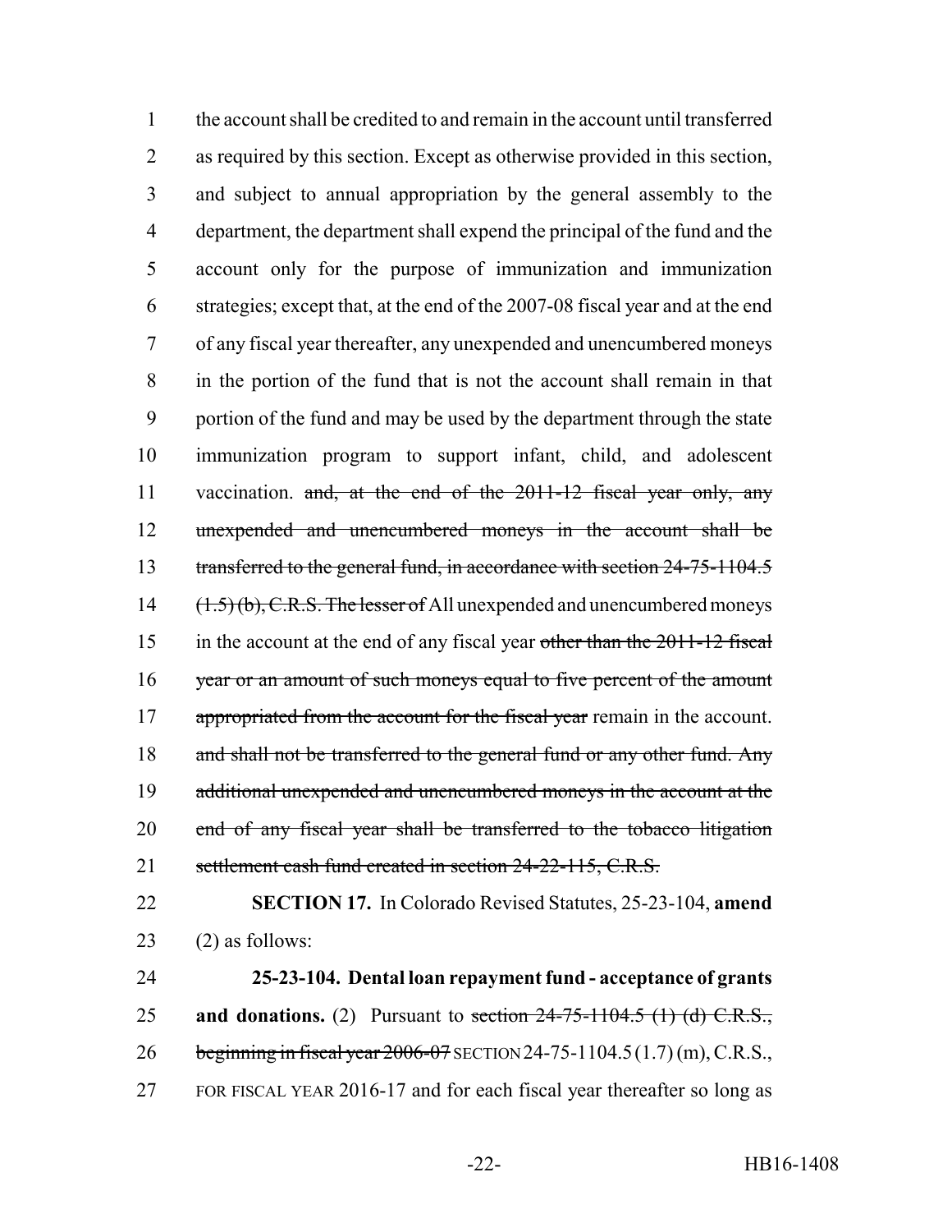the account shall be credited to and remain in the account until transferred as required by this section. Except as otherwise provided in this section, and subject to annual appropriation by the general assembly to the department, the department shall expend the principal of the fund and the account only for the purpose of immunization and immunization strategies; except that, at the end of the 2007-08 fiscal year and at the end of any fiscal year thereafter, any unexpended and unencumbered moneys in the portion of the fund that is not the account shall remain in that portion of the fund and may be used by the department through the state immunization program to support infant, child, and adolescent vaccination. ~~and, at the end of the 2011-12 fiscal year only, any unexpended and unencumbered moneys in the account shall be transferred to the general fund, in accordance with section 24-75-1104.5 (1.5) (b), C.R.S. The lesser of~~ All unexpended and unencumbered moneys in the account at the end of any fiscal year ~~other than the 2011-12 fiscal year or an amount of such moneys equal to five percent of the amount appropriated from the account for the fiscal year~~ remain in the account. ~~and shall not be transferred to the general fund or any other fund. Any additional unexpended and unencumbered moneys in the account at the end of any fiscal year shall be transferred to the tobacco litigation settlement cash fund created in section 24-22-115, C.R.S.~~

**SECTION 17.** In Colorado Revised Statutes, 25-23-104, **amend** (2) as follows:

**25-23-104. Dental loan repayment fund - acceptance of grants and donations.** (2) Pursuant to ~~section 24-75-1104.5 (1) (d) C.R.S., beginning in fiscal year 2006-07~~ SECTION 24-75-1104.5 (1.7) (m), C.R.S., FOR FISCAL YEAR 2016-17 and for each fiscal year thereafter so long as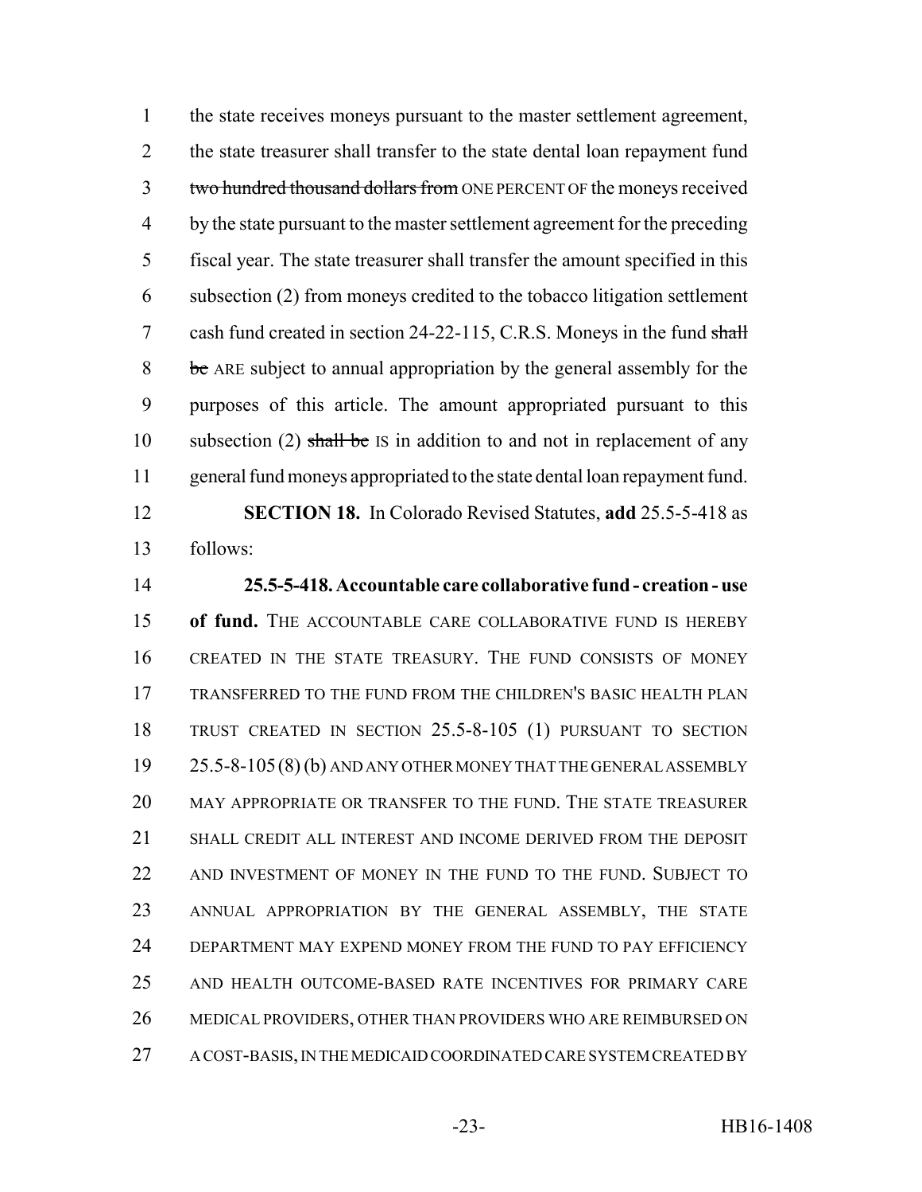the state receives moneys pursuant to the master settlement agreement, the state treasurer shall transfer to the state dental loan repayment fund ~~two hundred thousand dollars from~~ ONE PERCENT OF the moneys received by the state pursuant to the master settlement agreement for the preceding fiscal year. The state treasurer shall transfer the amount specified in this subsection (2) from moneys credited to the tobacco litigation settlement cash fund created in section 24-22-115, C.R.S. Moneys in the fund ~~shall be~~ ARE subject to annual appropriation by the general assembly for the purposes of this article. The amount appropriated pursuant to this subsection (2) ~~shall be~~ IS in addition to and not in replacement of any general fund moneys appropriated to the state dental loan repayment fund.

**SECTION 18.** In Colorado Revised Statutes, **add** 25.5-5-418 as follows:

**25.5-5-418. Accountable care collaborative fund - creation - use of fund.** THE ACCOUNTABLE CARE COLLABORATIVE FUND IS HEREBY CREATED IN THE STATE TREASURY. THE FUND CONSISTS OF MONEY TRANSFERRED TO THE FUND FROM THE CHILDREN'S BASIC HEALTH PLAN TRUST CREATED IN SECTION 25.5-8-105 (1) PURSUANT TO SECTION 25.5-8-105 (8) (b) AND ANY OTHER MONEY THAT THE GENERAL ASSEMBLY MAY APPROPRIATE OR TRANSFER TO THE FUND. THE STATE TREASURER SHALL CREDIT ALL INTEREST AND INCOME DERIVED FROM THE DEPOSIT AND INVESTMENT OF MONEY IN THE FUND TO THE FUND. SUBJECT TO ANNUAL APPROPRIATION BY THE GENERAL ASSEMBLY, THE STATE DEPARTMENT MAY EXPEND MONEY FROM THE FUND TO PAY EFFICIENCY AND HEALTH OUTCOME-BASED RATE INCENTIVES FOR PRIMARY CARE MEDICAL PROVIDERS, OTHER THAN PROVIDERS WHO ARE REIMBURSED ON A COST-BASIS, IN THE MEDICAID COORDINATED CARE SYSTEM CREATED BY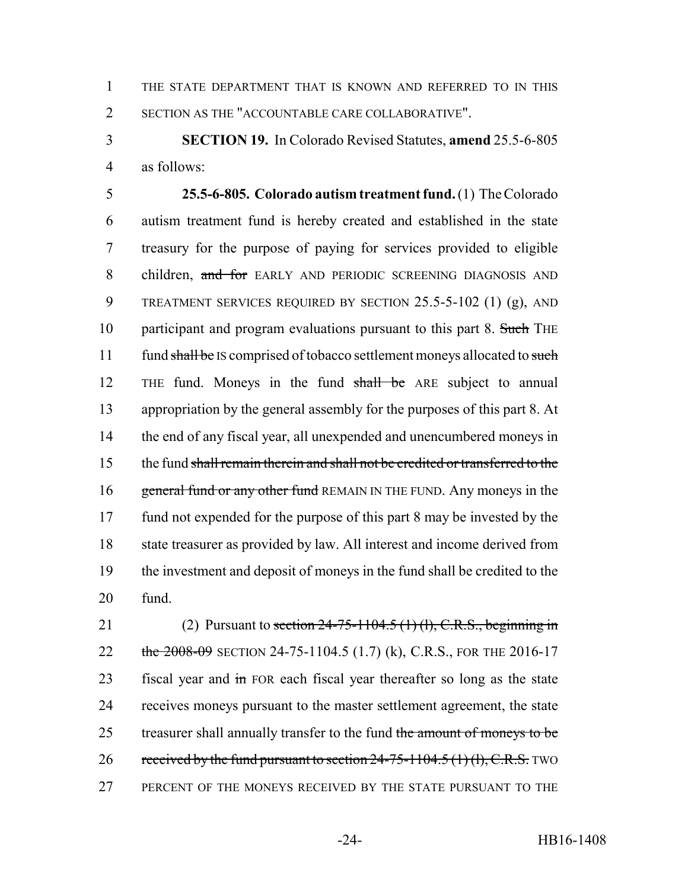THE STATE DEPARTMENT THAT IS KNOWN AND REFERRED TO IN THIS SECTION AS THE "ACCOUNTABLE CARE COLLABORATIVE".

**SECTION 19.** In Colorado Revised Statutes, **amend** 25.5-6-805 as follows:

**25.5-6-805. Colorado autism treatment fund.** (1) The Colorado autism treatment fund is hereby created and established in the state treasury for the purpose of paying for services provided to eligible children, ~~and for~~ EARLY AND PERIODIC SCREENING DIAGNOSIS AND TREATMENT SERVICES REQUIRED BY SECTION 25.5-5-102 (1) (g), AND participant and program evaluations pursuant to this part 8. ~~Such~~ THE fund ~~shall be~~ IS comprised of tobacco settlement moneys allocated to ~~such~~ THE fund. Moneys in the fund ~~shall be~~ ARE subject to annual appropriation by the general assembly for the purposes of this part 8. At the end of any fiscal year, all unexpended and unencumbered moneys in the fund ~~shall remain therein and shall not be credited or transferred to the general fund or any other fund~~ REMAIN IN THE FUND. Any moneys in the fund not expended for the purpose of this part 8 may be invested by the state treasurer as provided by law. All interest and income derived from the investment and deposit of moneys in the fund shall be credited to the fund.

(2) Pursuant to ~~section 24-75-1104.5 (1) (l), C.R.S., beginning in the 2008-09~~ SECTION 24-75-1104.5 (1.7) (k), C.R.S., FOR THE 2016-17 fiscal year and ~~in~~ FOR each fiscal year thereafter so long as the state receives moneys pursuant to the master settlement agreement, the state treasurer shall annually transfer to the fund ~~the amount of moneys to be received by the fund pursuant to section 24-75-1104.5 (1) (l), C.R.S.~~ TWO PERCENT OF THE MONEYS RECEIVED BY THE STATE PURSUANT TO THE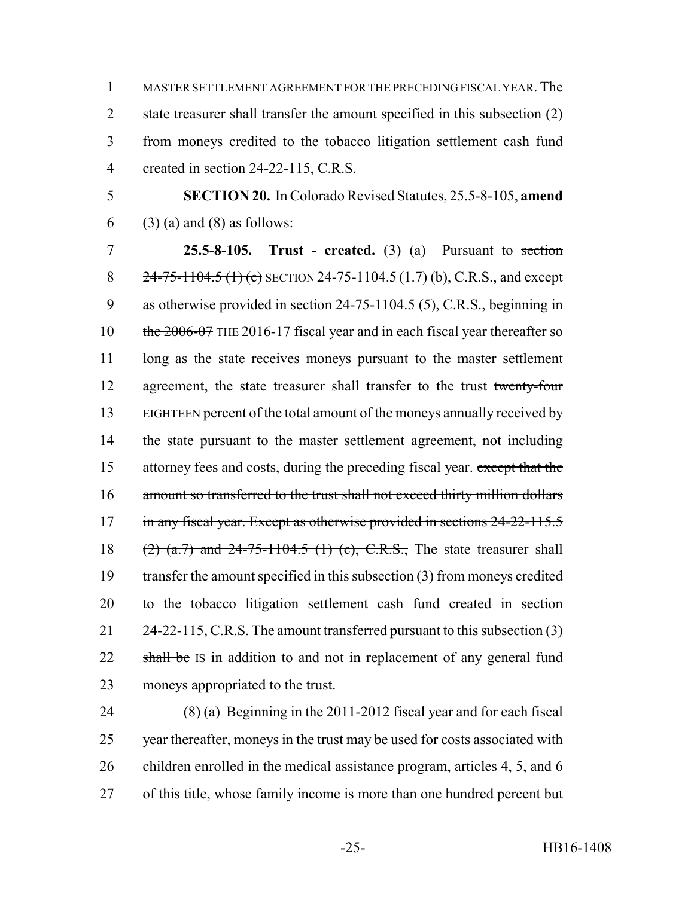MASTER SETTLEMENT AGREEMENT FOR THE PRECEDING FISCAL YEAR. The state treasurer shall transfer the amount specified in this subsection (2) from moneys credited to the tobacco litigation settlement cash fund created in section 24-22-115, C.R.S.

**SECTION 20.** In Colorado Revised Statutes, 25.5-8-105, **amend** (3) (a) and (8) as follows:

**25.5-8-105. Trust - created.** (3) (a) Pursuant to ~~section 24-75-1104.5 (1) (c)~~ SECTION 24-75-1104.5 (1.7) (b), C.R.S., and except as otherwise provided in section 24-75-1104.5 (5), C.R.S., beginning in ~~the 2006-07~~ THE 2016-17 fiscal year and in each fiscal year thereafter so long as the state receives moneys pursuant to the master settlement agreement, the state treasurer shall transfer to the trust ~~twenty-four~~ EIGHTEEN percent of the total amount of the moneys annually received by the state pursuant to the master settlement agreement, not including attorney fees and costs, during the preceding fiscal year. ~~except that the amount so transferred to the trust shall not exceed thirty million dollars in any fiscal year. Except as otherwise provided in sections 24-22-115.5 (2) (a.7) and 24-75-1104.5 (1) (c), C.R.S.,~~ The state treasurer shall transfer the amount specified in this subsection (3) from moneys credited to the tobacco litigation settlement cash fund created in section 24-22-115, C.R.S. The amount transferred pursuant to this subsection (3) ~~shall be~~ IS in addition to and not in replacement of any general fund moneys appropriated to the trust.

(8) (a) Beginning in the 2011-2012 fiscal year and for each fiscal year thereafter, moneys in the trust may be used for costs associated with children enrolled in the medical assistance program, articles 4, 5, and 6 of this title, whose family income is more than one hundred percent but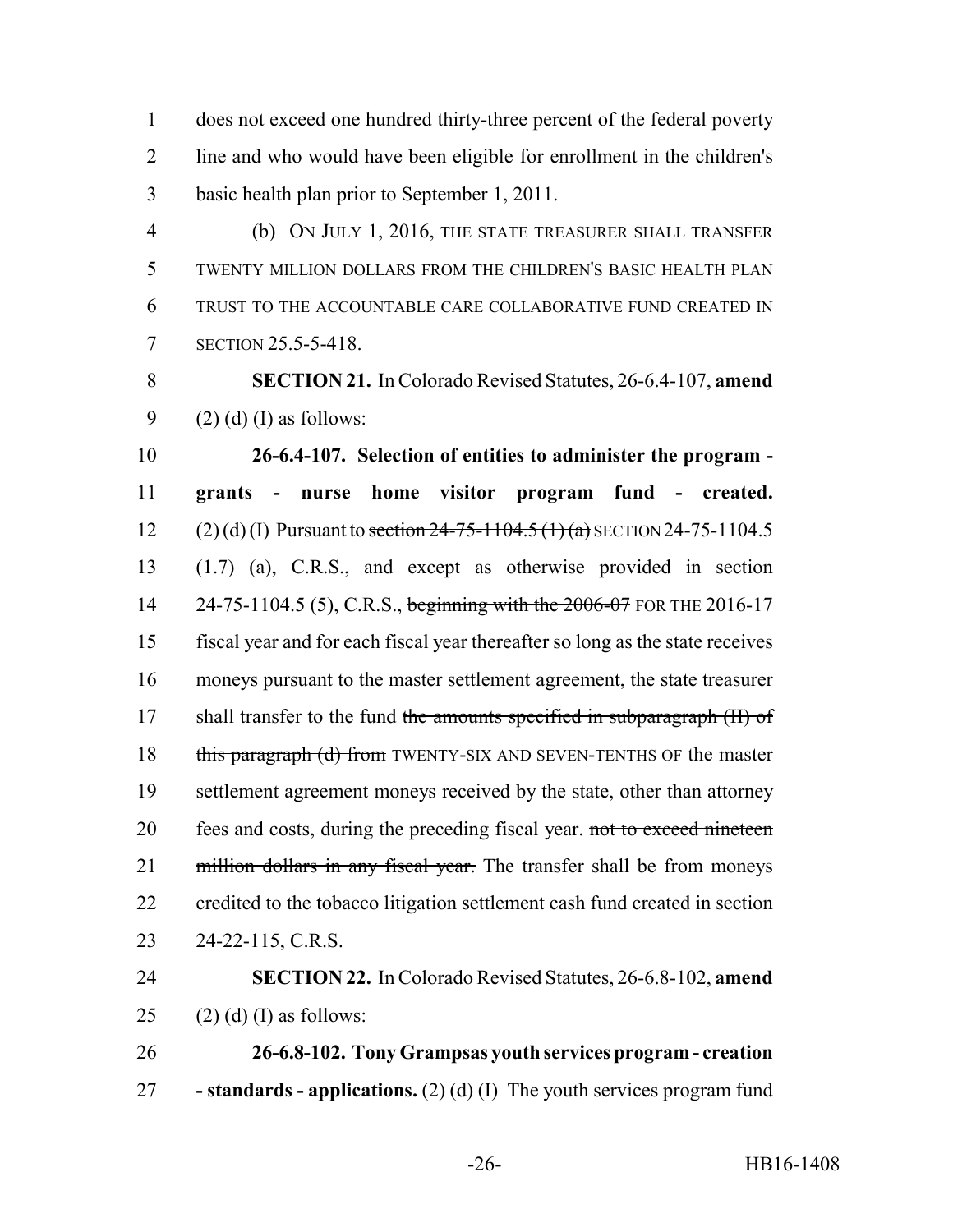does not exceed one hundred thirty-three percent of the federal poverty line and who would have been eligible for enrollment in the children's basic health plan prior to September 1, 2011.

(b) ON JULY 1, 2016, THE STATE TREASURER SHALL TRANSFER TWENTY MILLION DOLLARS FROM THE CHILDREN'S BASIC HEALTH PLAN TRUST TO THE ACCOUNTABLE CARE COLLABORATIVE FUND CREATED IN SECTION 25.5-5-418.

**SECTION 21.** In Colorado Revised Statutes, 26-6.4-107, **amend** (2) (d) (I) as follows:

**26-6.4-107. Selection of entities to administer the program - grants - nurse home visitor program fund - created.** (2) (d) (I) Pursuant to ~~section 24-75-1104.5 (1) (a)~~ SECTION 24-75-1104.5 (1.7) (a), C.R.S., and except as otherwise provided in section 24-75-1104.5 (5), C.R.S., ~~beginning with the 2006-07~~ FOR THE 2016-17 fiscal year and for each fiscal year thereafter so long as the state receives moneys pursuant to the master settlement agreement, the state treasurer shall transfer to the fund ~~the amounts specified in subparagraph (II) of this paragraph (d) from~~ TWENTY-SIX AND SEVEN-TENTHS OF the master settlement agreement moneys received by the state, other than attorney fees and costs, during the preceding fiscal year. ~~not to exceed nineteen million dollars in any fiscal year.~~ The transfer shall be from moneys credited to the tobacco litigation settlement cash fund created in section 24-22-115, C.R.S.

**SECTION 22.** In Colorado Revised Statutes, 26-6.8-102, **amend** (2) (d) (I) as follows:

**26-6.8-102. Tony Grampsas youth services program - creation - standards - applications.** (2) (d) (I) The youth services program fund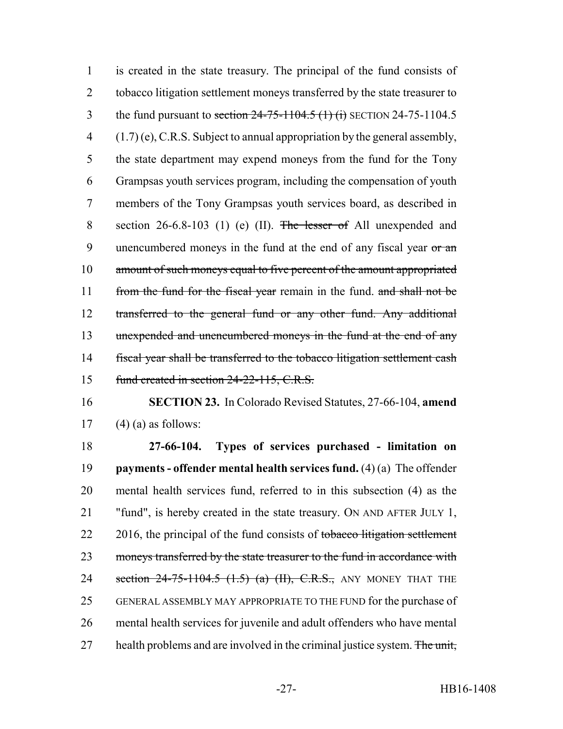is created in the state treasury. The principal of the fund consists of tobacco litigation settlement moneys transferred by the state treasurer to the fund pursuant to ~~section 24-75-1104.5 (1) (i)~~ SECTION 24-75-1104.5 (1.7) (e), C.R.S. Subject to annual appropriation by the general assembly, the state department may expend moneys from the fund for the Tony Grampsas youth services program, including the compensation of youth members of the Tony Grampsas youth services board, as described in section 26-6.8-103 (1) (e) (II). ~~The lesser of~~ All unexpended and unencumbered moneys in the fund at the end of any fiscal year ~~or an amount of such moneys equal to five percent of the amount appropriated from the fund for the fiscal year~~ remain in the fund. ~~and shall not be transferred to the general fund or any other fund. Any additional unexpended and unencumbered moneys in the fund at the end of any fiscal year shall be transferred to the tobacco litigation settlement cash fund created in section 24-22-115, C.R.S.~~

**SECTION 23.** In Colorado Revised Statutes, 27-66-104, **amend** (4) (a) as follows:

**27-66-104. Types of services purchased - limitation on payments - offender mental health services fund.** (4) (a) The offender mental health services fund, referred to in this subsection (4) as the "fund", is hereby created in the state treasury. ON AND AFTER JULY 1, 2016, the principal of the fund consists of ~~tobacco litigation settlement moneys transferred by the state treasurer to the fund in accordance with section 24-75-1104.5 (1.5) (a) (II), C.R.S.,~~ ANY MONEY THAT THE GENERAL ASSEMBLY MAY APPROPRIATE TO THE FUND for the purchase of mental health services for juvenile and adult offenders who have mental health problems and are involved in the criminal justice system. ~~The unit,~~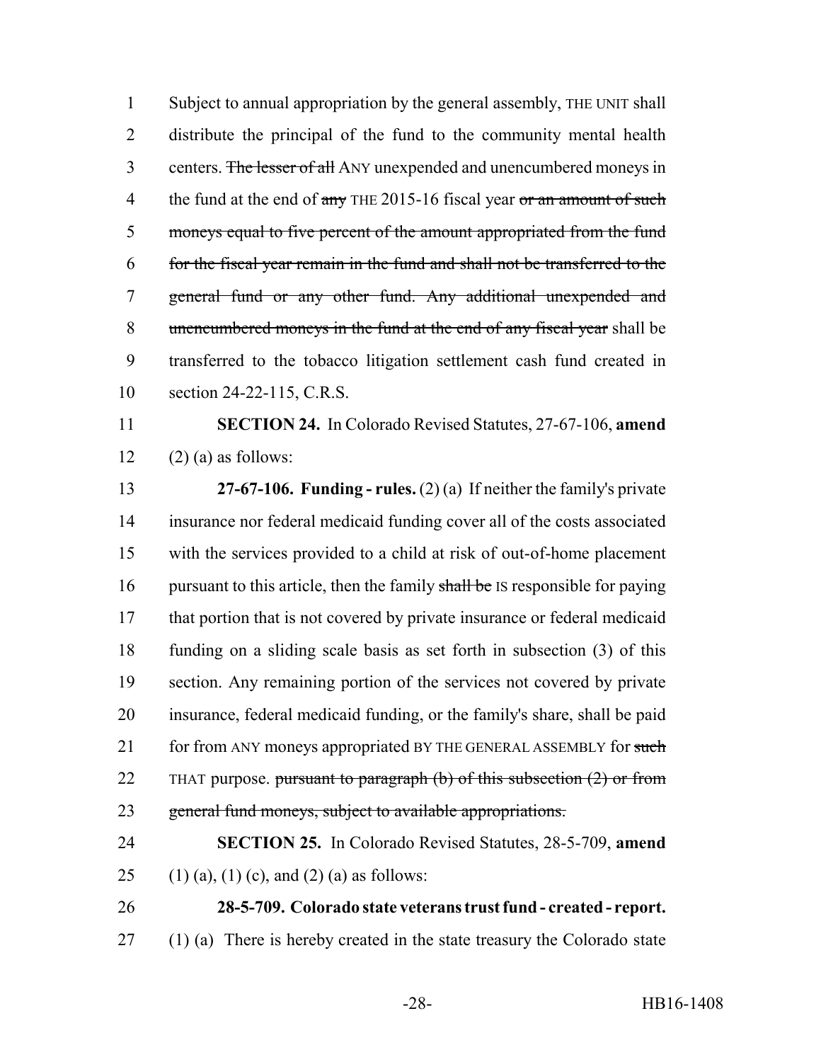Subject to annual appropriation by the general assembly, THE UNIT shall distribute the principal of the fund to the community mental health centers. ~~The lesser of all~~ ANY unexpended and unencumbered moneys in the fund at the end of ~~any~~ THE 2015-16 fiscal year ~~or an amount of such moneys equal to five percent of the amount appropriated from the fund for the fiscal year remain in the fund and shall not be transferred to the general fund or any other fund. Any additional unexpended and unencumbered moneys in the fund at the end of any fiscal year~~ shall be transferred to the tobacco litigation settlement cash fund created in section 24-22-115, C.R.S.

**SECTION 24.** In Colorado Revised Statutes, 27-67-106, **amend** (2) (a) as follows:

**27-67-106. Funding - rules.** (2) (a) If neither the family's private insurance nor federal medicaid funding cover all of the costs associated with the services provided to a child at risk of out-of-home placement pursuant to this article, then the family ~~shall be~~ IS responsible for paying that portion that is not covered by private insurance or federal medicaid funding on a sliding scale basis as set forth in subsection (3) of this section. Any remaining portion of the services not covered by private insurance, federal medicaid funding, or the family's share, shall be paid for from ANY moneys appropriated BY THE GENERAL ASSEMBLY for ~~such~~ THAT purpose. ~~pursuant to paragraph (b) of this subsection (2) or from general fund moneys, subject to available appropriations.~~

**SECTION 25.** In Colorado Revised Statutes, 28-5-709, **amend** (1) (a), (1) (c), and (2) (a) as follows:

**28-5-709. Colorado state veterans trust fund - created - report.** (1) (a) There is hereby created in the state treasury the Colorado state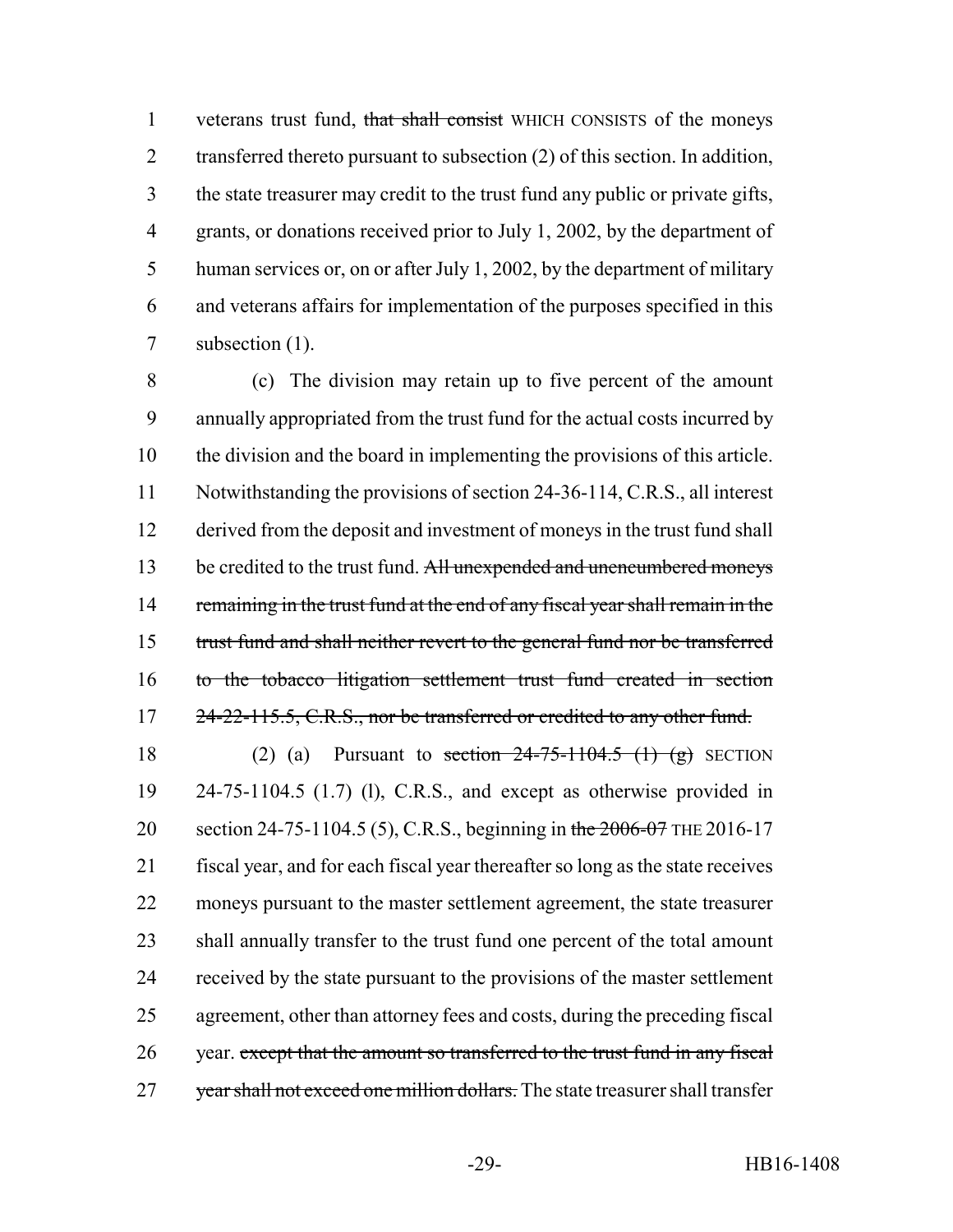veterans trust fund, ~~that shall consist~~ WHICH CONSISTS of the moneys transferred thereto pursuant to subsection (2) of this section. In addition, the state treasurer may credit to the trust fund any public or private gifts, grants, or donations received prior to July 1, 2002, by the department of human services or, on or after July 1, 2002, by the department of military and veterans affairs for implementation of the purposes specified in this subsection (1).

(c) The division may retain up to five percent of the amount annually appropriated from the trust fund for the actual costs incurred by the division and the board in implementing the provisions of this article. Notwithstanding the provisions of section 24-36-114, C.R.S., all interest derived from the deposit and investment of moneys in the trust fund shall be credited to the trust fund. ~~All unexpended and unencumbered moneys remaining in the trust fund at the end of any fiscal year shall remain in the trust fund and shall neither revert to the general fund nor be transferred to the tobacco litigation settlement trust fund created in section 24-22-115.5, C.R.S., nor be transferred or credited to any other fund.~~

(2) (a) Pursuant to ~~section 24-75-1104.5 (1) (g)~~ SECTION 24-75-1104.5 (1.7) (l), C.R.S., and except as otherwise provided in section 24-75-1104.5 (5), C.R.S., beginning in ~~the 2006-07~~ THE 2016-17 fiscal year, and for each fiscal year thereafter so long as the state receives moneys pursuant to the master settlement agreement, the state treasurer shall annually transfer to the trust fund one percent of the total amount received by the state pursuant to the provisions of the master settlement agreement, other than attorney fees and costs, during the preceding fiscal year. ~~except that the amount so transferred to the trust fund in any fiscal year shall not exceed one million dollars.~~ The state treasurer shall transfer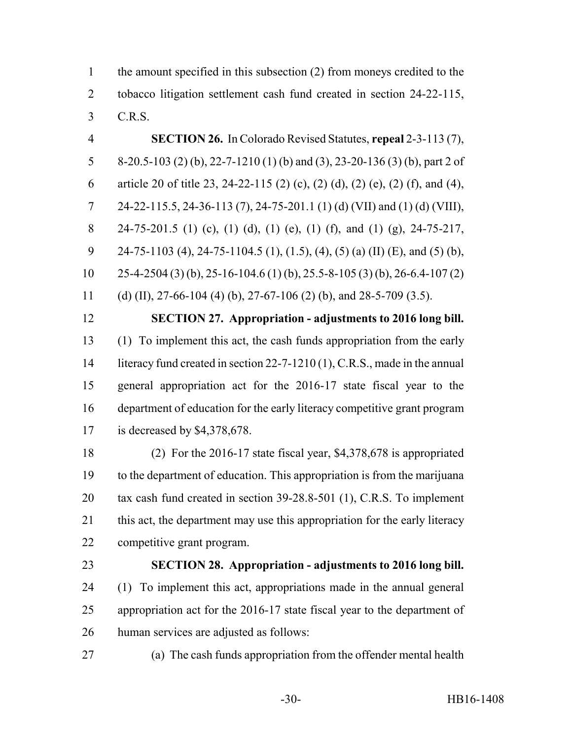the amount specified in this subsection (2) from moneys credited to the tobacco litigation settlement cash fund created in section 24-22-115, C.R.S.

**SECTION 26.** In Colorado Revised Statutes, **repeal** 2-3-113 (7), 8-20.5-103 (2) (b), 22-7-1210 (1) (b) and (3), 23-20-136 (3) (b), part 2 of article 20 of title 23, 24-22-115 (2) (c), (2) (d), (2) (e), (2) (f), and (4), 24-22-115.5, 24-36-113 (7), 24-75-201.1 (1) (d) (VII) and (1) (d) (VIII), 24-75-201.5 (1) (c), (1) (d), (1) (e), (1) (f), and (1) (g), 24-75-217, 24-75-1103 (4), 24-75-1104.5 (1), (1.5), (4), (5) (a) (II) (E), and (5) (b), 25-4-2504 (3) (b), 25-16-104.6 (1) (b), 25.5-8-105 (3) (b), 26-6.4-107 (2) (d) (II), 27-66-104 (4) (b), 27-67-106 (2) (b), and 28-5-709 (3.5).

**SECTION 27. Appropriation - adjustments to 2016 long bill.** (1) To implement this act, the cash funds appropriation from the early literacy fund created in section 22-7-1210 (1), C.R.S., made in the annual general appropriation act for the 2016-17 state fiscal year to the department of education for the early literacy competitive grant program is decreased by $4,378,678.

(2) For the 2016-17 state fiscal year, $4,378,678 is appropriated to the department of education. This appropriation is from the marijuana tax cash fund created in section 39-28.8-501 (1), C.R.S. To implement this act, the department may use this appropriation for the early literacy competitive grant program.

**SECTION 28. Appropriation - adjustments to 2016 long bill.** (1) To implement this act, appropriations made in the annual general appropriation act for the 2016-17 state fiscal year to the department of human services are adjusted as follows:

(a) The cash funds appropriation from the offender mental health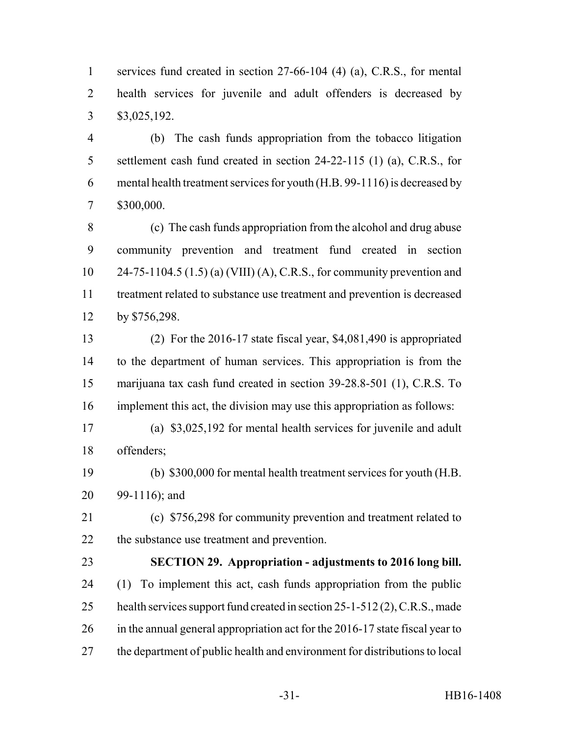services fund created in section 27-66-104 (4) (a), C.R.S., for mental health services for juvenile and adult offenders is decreased by $3,025,192.

(b) The cash funds appropriation from the tobacco litigation settlement cash fund created in section 24-22-115 (1) (a), C.R.S., for mental health treatment services for youth (H.B. 99-1116) is decreased by $300,000.

(c) The cash funds appropriation from the alcohol and drug abuse community prevention and treatment fund created in section 24-75-1104.5 (1.5) (a) (VIII) (A), C.R.S., for community prevention and treatment related to substance use treatment and prevention is decreased by $756,298.

(2) For the 2016-17 state fiscal year, $4,081,490 is appropriated to the department of human services. This appropriation is from the marijuana tax cash fund created in section 39-28.8-501 (1), C.R.S. To implement this act, the division may use this appropriation as follows:

(a) $3,025,192 for mental health services for juvenile and adult offenders;

(b) $300,000 for mental health treatment services for youth (H.B. 99-1116); and

(c) $756,298 for community prevention and treatment related to the substance use treatment and prevention.

**SECTION 29. Appropriation - adjustments to 2016 long bill.** (1) To implement this act, cash funds appropriation from the public health services support fund created in section 25-1-512 (2), C.R.S., made in the annual general appropriation act for the 2016-17 state fiscal year to the department of public health and environment for distributions to local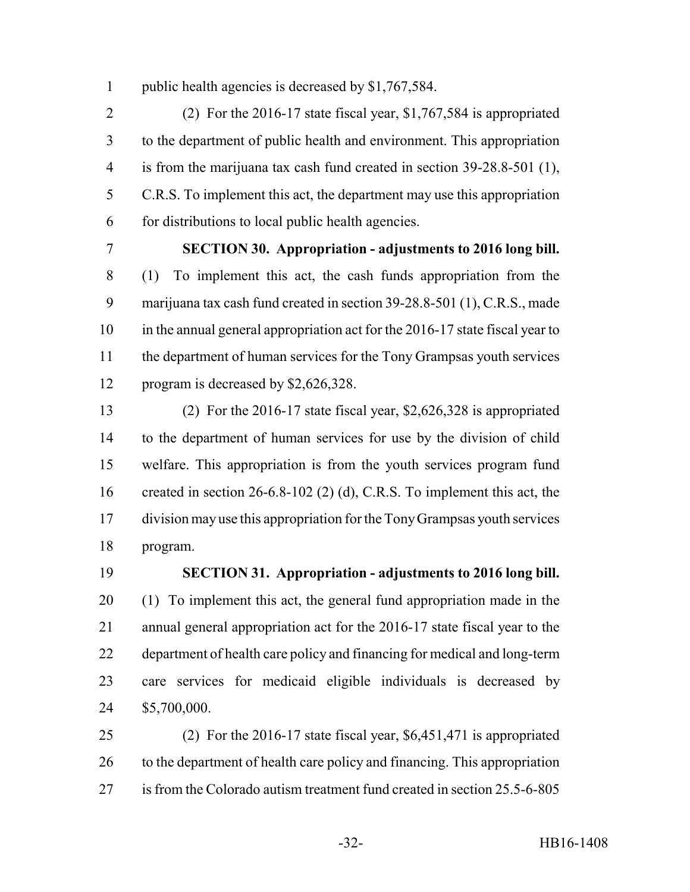public health agencies is decreased by $1,767,584.

(2) For the 2016-17 state fiscal year, $1,767,584 is appropriated to the department of public health and environment. This appropriation is from the marijuana tax cash fund created in section 39-28.8-501 (1), C.R.S. To implement this act, the department may use this appropriation for distributions to local public health agencies.

**SECTION 30. Appropriation - adjustments to 2016 long bill.** (1) To implement this act, the cash funds appropriation from the marijuana tax cash fund created in section 39-28.8-501 (1), C.R.S., made in the annual general appropriation act for the 2016-17 state fiscal year to the department of human services for the Tony Grampsas youth services program is decreased by $2,626,328.

(2) For the 2016-17 state fiscal year, $2,626,328 is appropriated to the department of human services for use by the division of child welfare. This appropriation is from the youth services program fund created in section 26-6.8-102 (2) (d), C.R.S. To implement this act, the division may use this appropriation for the Tony Grampsas youth services program.

**SECTION 31. Appropriation - adjustments to 2016 long bill.** (1) To implement this act, the general fund appropriation made in the annual general appropriation act for the 2016-17 state fiscal year to the department of health care policy and financing for medical and long-term care services for medicaid eligible individuals is decreased by $5,700,000.

(2) For the 2016-17 state fiscal year, $6,451,471 is appropriated to the department of health care policy and financing. This appropriation is from the Colorado autism treatment fund created in section 25.5-6-805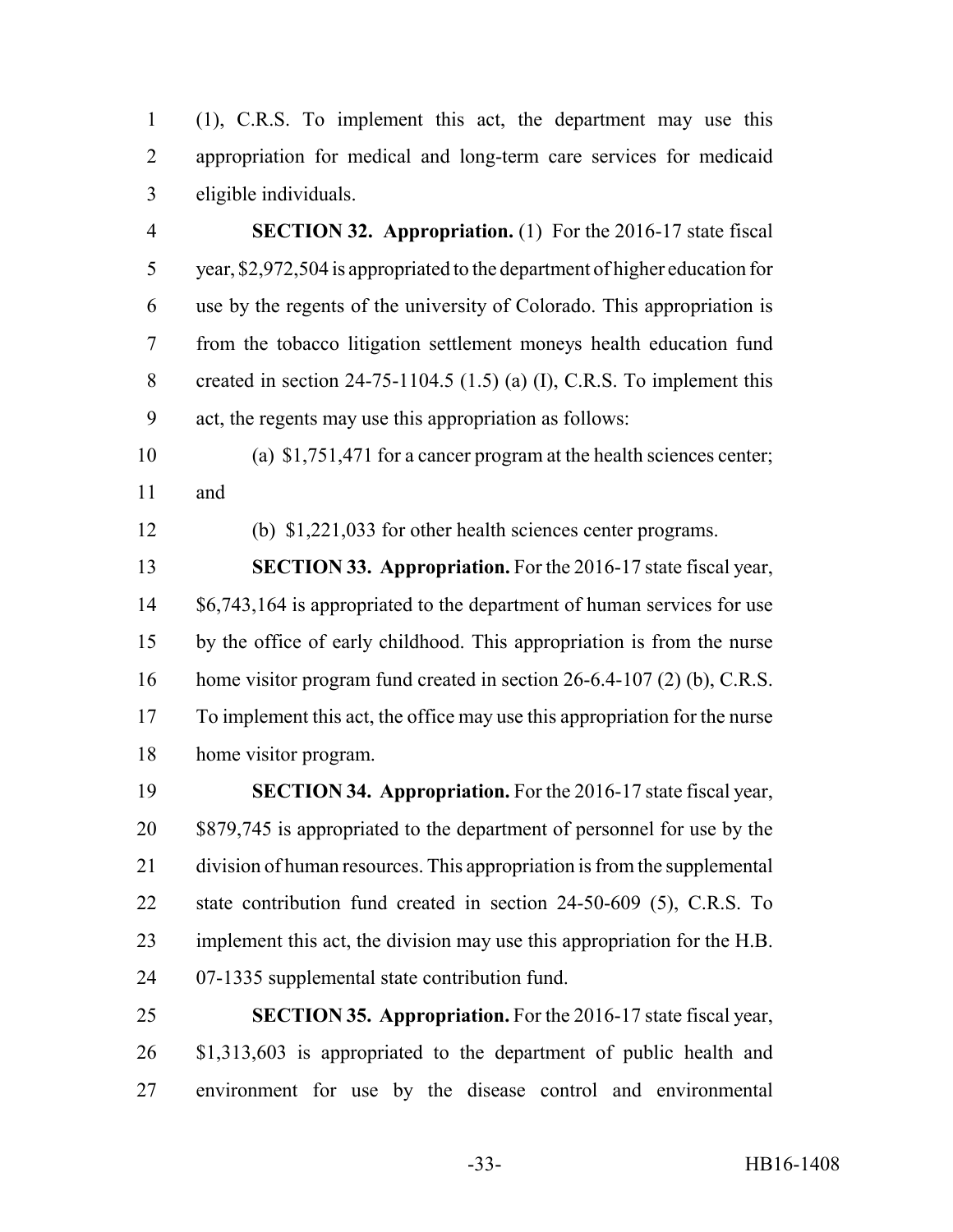(1), C.R.S. To implement this act, the department may use this appropriation for medical and long-term care services for medicaid eligible individuals.

**SECTION 32. Appropriation.** (1) For the 2016-17 state fiscal year, $2,972,504 is appropriated to the department of higher education for use by the regents of the university of Colorado. This appropriation is from the tobacco litigation settlement moneys health education fund created in section 24-75-1104.5 (1.5) (a) (I), C.R.S. To implement this act, the regents may use this appropriation as follows:

(a) $1,751,471 for a cancer program at the health sciences center; and

(b) $1,221,033 for other health sciences center programs.

**SECTION 33. Appropriation.** For the 2016-17 state fiscal year, $6,743,164 is appropriated to the department of human services for use by the office of early childhood. This appropriation is from the nurse home visitor program fund created in section 26-6.4-107 (2) (b), C.R.S. To implement this act, the office may use this appropriation for the nurse home visitor program.

**SECTION 34. Appropriation.** For the 2016-17 state fiscal year, $879,745 is appropriated to the department of personnel for use by the division of human resources. This appropriation is from the supplemental state contribution fund created in section 24-50-609 (5), C.R.S. To implement this act, the division may use this appropriation for the H.B. 07-1335 supplemental state contribution fund.

**SECTION 35. Appropriation.** For the 2016-17 state fiscal year, $1,313,603 is appropriated to the department of public health and environment for use by the disease control and environmental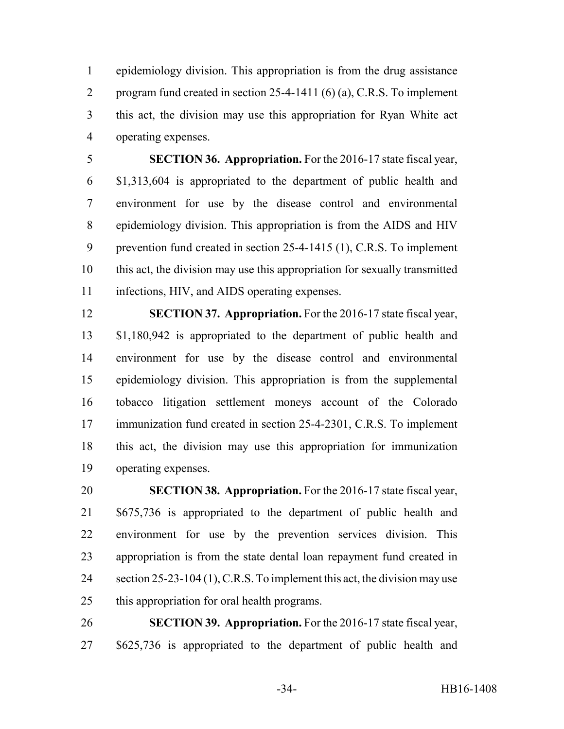epidemiology division. This appropriation is from the drug assistance program fund created in section 25-4-1411 (6) (a), C.R.S. To implement this act, the division may use this appropriation for Ryan White act operating expenses.

**SECTION 36. Appropriation.** For the 2016-17 state fiscal year, $1,313,604 is appropriated to the department of public health and environment for use by the disease control and environmental epidemiology division. This appropriation is from the AIDS and HIV prevention fund created in section 25-4-1415 (1), C.R.S. To implement this act, the division may use this appropriation for sexually transmitted infections, HIV, and AIDS operating expenses.

**SECTION 37. Appropriation.** For the 2016-17 state fiscal year, $1,180,942 is appropriated to the department of public health and environment for use by the disease control and environmental epidemiology division. This appropriation is from the supplemental tobacco litigation settlement moneys account of the Colorado immunization fund created in section 25-4-2301, C.R.S. To implement this act, the division may use this appropriation for immunization operating expenses.

**SECTION 38. Appropriation.** For the 2016-17 state fiscal year, $675,736 is appropriated to the department of public health and environment for use by the prevention services division. This appropriation is from the state dental loan repayment fund created in section 25-23-104 (1), C.R.S. To implement this act, the division may use this appropriation for oral health programs.

**SECTION 39. Appropriation.** For the 2016-17 state fiscal year, $625,736 is appropriated to the department of public health and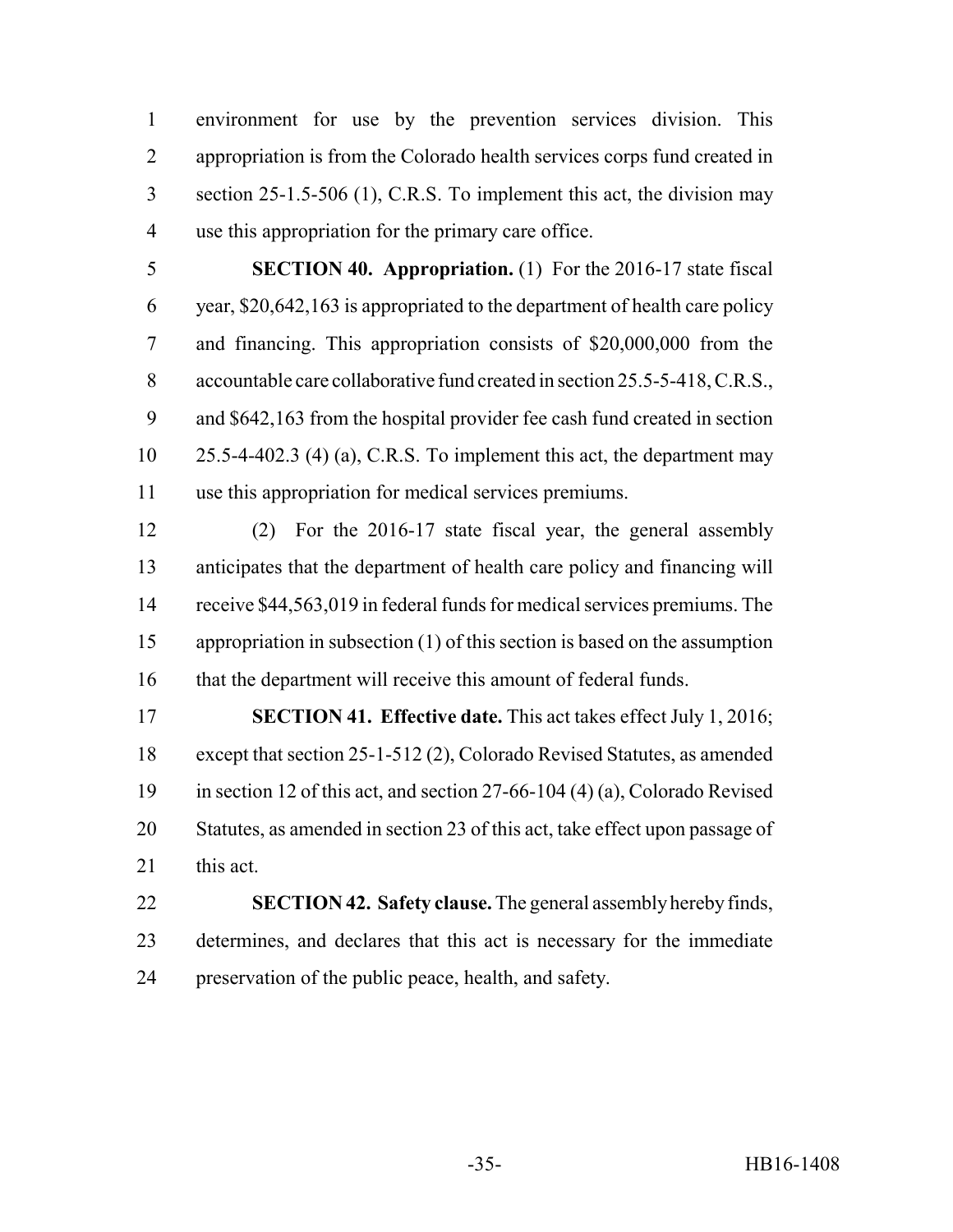environment for use by the prevention services division. This appropriation is from the Colorado health services corps fund created in section 25-1.5-506 (1), C.R.S. To implement this act, the division may use this appropriation for the primary care office.

**SECTION 40. Appropriation.** (1) For the 2016-17 state fiscal year, $20,642,163 is appropriated to the department of health care policy and financing. This appropriation consists of $20,000,000 from the accountable care collaborative fund created in section 25.5-5-418, C.R.S., and $642,163 from the hospital provider fee cash fund created in section 25.5-4-402.3 (4) (a), C.R.S. To implement this act, the department may use this appropriation for medical services premiums.

(2) For the 2016-17 state fiscal year, the general assembly anticipates that the department of health care policy and financing will receive $44,563,019 in federal funds for medical services premiums. The appropriation in subsection (1) of this section is based on the assumption that the department will receive this amount of federal funds.

**SECTION 41. Effective date.** This act takes effect July 1, 2016; except that section 25-1-512 (2), Colorado Revised Statutes, as amended in section 12 of this act, and section 27-66-104 (4) (a), Colorado Revised Statutes, as amended in section 23 of this act, take effect upon passage of this act.

**SECTION 42. Safety clause.** The general assembly hereby finds, determines, and declares that this act is necessary for the immediate preservation of the public peace, health, and safety.